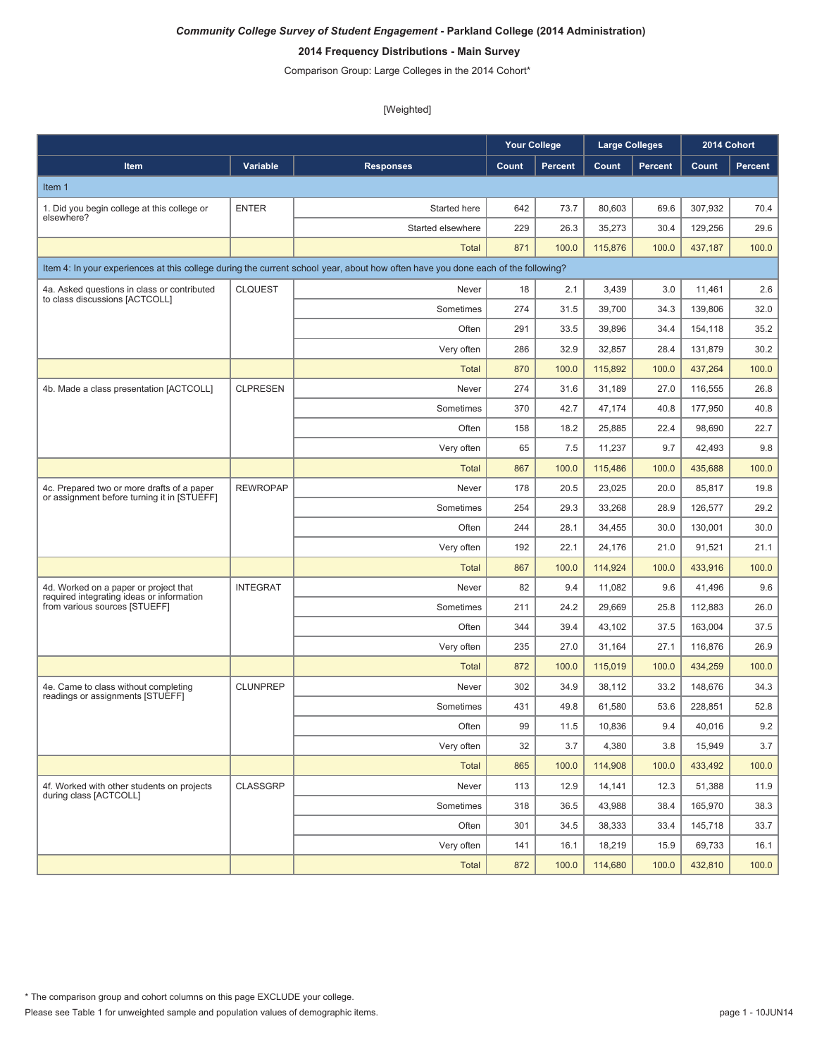***Community College Survey of Student Engagement* - Parkland College (2014 Administration)**

**2014 Frequency Distributions - Main Survey**

Comparison Group: Large Colleges in the 2014 Cohort*

[Weighted]

| | | | Your College | | Large Colleges | | 2014 Cohort | |
|---|---|---|---|---|---|---|---|---|
| **Item** | **Variable** | **Responses** | **Count** | **Percent** | **Count** | **Percent** | **Count** | **Percent** |
| Item 1 | | | | | | | | |
| 1. Did you begin college at this college or elsewhere? | ENTER | Started here | 642 | 73.7 | 80,603 | 69.6 | 307,932 | 70.4 |
| | | Started elsewhere | 229 | 26.3 | 35,273 | 30.4 | 129,256 | 29.6 |
| | | Total | 871 | 100.0 | 115,876 | 100.0 | 437,187 | 100.0 |
| Item 4: In your experiences at this college during the current school year, about how often have you done each of the following? | | | | | | | | |
| 4a. Asked questions in class or contributed to class discussions [ACTCOLL] | CLQUEST | Never | 18 | 2.1 | 3,439 | 3.0 | 11,461 | 2.6 |
| | | Sometimes | 274 | 31.5 | 39,700 | 34.3 | 139,806 | 32.0 |
| | | Often | 291 | 33.5 | 39,896 | 34.4 | 154,118 | 35.2 |
| | | Very often | 286 | 32.9 | 32,857 | 28.4 | 131,879 | 30.2 |
| | | Total | 870 | 100.0 | 115,892 | 100.0 | 437,264 | 100.0 |
| 4b. Made a class presentation [ACTCOLL] | CLPRESEN | Never | 274 | 31.6 | 31,189 | 27.0 | 116,555 | 26.8 |
| | | Sometimes | 370 | 42.7 | 47,174 | 40.8 | 177,950 | 40.8 |
| | | Often | 158 | 18.2 | 25,885 | 22.4 | 98,690 | 22.7 |
| | | Very often | 65 | 7.5 | 11,237 | 9.7 | 42,493 | 9.8 |
| | | Total | 867 | 100.0 | 115,486 | 100.0 | 435,688 | 100.0 |
| 4c. Prepared two or more drafts of a paper or assignment before turning it in [STUEFF] | REWROPAP | Never | 178 | 20.5 | 23,025 | 20.0 | 85,817 | 19.8 |
| | | Sometimes | 254 | 29.3 | 33,268 | 28.9 | 126,577 | 29.2 |
| | | Often | 244 | 28.1 | 34,455 | 30.0 | 130,001 | 30.0 |
| | | Very often | 192 | 22.1 | 24,176 | 21.0 | 91,521 | 21.1 |
| | | Total | 867 | 100.0 | 114,924 | 100.0 | 433,916 | 100.0 |
| 4d. Worked on a paper or project that required integrating ideas or information from various sources [STUEFF] | INTEGRAT | Never | 82 | 9.4 | 11,082 | 9.6 | 41,496 | 9.6 |
| | | Sometimes | 211 | 24.2 | 29,669 | 25.8 | 112,883 | 26.0 |
| | | Often | 344 | 39.4 | 43,102 | 37.5 | 163,004 | 37.5 |
| | | Very often | 235 | 27.0 | 31,164 | 27.1 | 116,876 | 26.9 |
| | | Total | 872 | 100.0 | 115,019 | 100.0 | 434,259 | 100.0 |
| 4e. Came to class without completing readings or assignments [STUEFF] | CLUNPREP | Never | 302 | 34.9 | 38,112 | 33.2 | 148,676 | 34.3 |
| | | Sometimes | 431 | 49.8 | 61,580 | 53.6 | 228,851 | 52.8 |
| | | Often | 99 | 11.5 | 10,836 | 9.4 | 40,016 | 9.2 |
| | | Very often | 32 | 3.7 | 4,380 | 3.8 | 15,949 | 3.7 |
| | | Total | 865 | 100.0 | 114,908 | 100.0 | 433,492 | 100.0 |
| 4f. Worked with other students on projects during class [ACTCOLL] | CLASSGRP | Never | 113 | 12.9 | 14,141 | 12.3 | 51,388 | 11.9 |
| | | Sometimes | 318 | 36.5 | 43,988 | 38.4 | 165,970 | 38.3 |
| | | Often | 301 | 34.5 | 38,333 | 33.4 | 145,718 | 33.7 |
| | | Very often | 141 | 16.1 | 18,219 | 15.9 | 69,733 | 16.1 |
| | | Total | 872 | 100.0 | 114,680 | 100.0 | 432,810 | 100.0 |

* The comparison group and cohort columns on this page EXCLUDE your college.

Please see Table 1 for unweighted sample and population values of demographic items.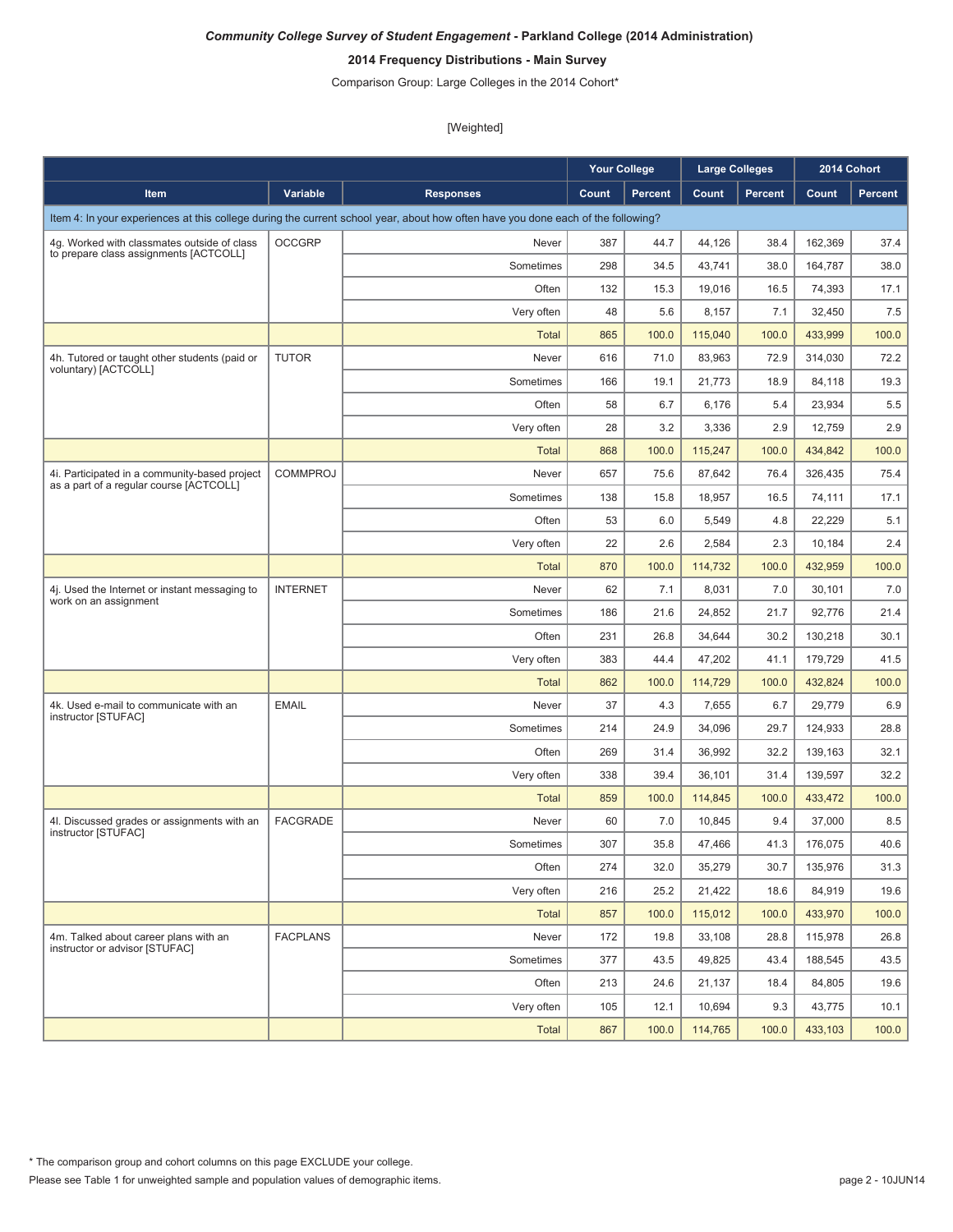***Community College Survey of Student Engagement* - Parkland College (2014 Administration)**

**2014 Frequency Distributions - Main Survey**

Comparison Group: Large Colleges in the 2014 Cohort*

[Weighted]

| | | | Your College | | Large Colleges | | 2014 Cohort | |
|---|---|---|---|---|---|---|---|---|
| **Item** | **Variable** | **Responses** | **Count** | **Percent** | **Count** | **Percent** | **Count** | **Percent** |
| Item 4: In your experiences at this college during the current school year, about how often have you done each of the following? | | | | | | | | |
| 4g. Worked with classmates outside of class to prepare class assignments [ACTCOLL] | OCCGRP | Never | 387 | 44.7 | 44,126 | 38.4 | 162,369 | 37.4 |
| | | Sometimes | 298 | 34.5 | 43,741 | 38.0 | 164,787 | 38.0 |
| | | Often | 132 | 15.3 | 19,016 | 16.5 | 74,393 | 17.1 |
| | | Very often | 48 | 5.6 | 8,157 | 7.1 | 32,450 | 7.5 |
| | | Total | 865 | 100.0 | 115,040 | 100.0 | 433,999 | 100.0 |
| 4h. Tutored or taught other students (paid or voluntary) [ACTCOLL] | TUTOR | Never | 616 | 71.0 | 83,963 | 72.9 | 314,030 | 72.2 |
| | | Sometimes | 166 | 19.1 | 21,773 | 18.9 | 84,118 | 19.3 |
| | | Often | 58 | 6.7 | 6,176 | 5.4 | 23,934 | 5.5 |
| | | Very often | 28 | 3.2 | 3,336 | 2.9 | 12,759 | 2.9 |
| | | Total | 868 | 100.0 | 115,247 | 100.0 | 434,842 | 100.0 |
| 4i. Participated in a community-based project as a part of a regular course [ACTCOLL] | COMMPROJ | Never | 657 | 75.6 | 87,642 | 76.4 | 326,435 | 75.4 |
| | | Sometimes | 138 | 15.8 | 18,957 | 16.5 | 74,111 | 17.1 |
| | | Often | 53 | 6.0 | 5,549 | 4.8 | 22,229 | 5.1 |
| | | Very often | 22 | 2.6 | 2,584 | 2.3 | 10,184 | 2.4 |
| | | Total | 870 | 100.0 | 114,732 | 100.0 | 432,959 | 100.0 |
| 4j. Used the Internet or instant messaging to work on an assignment | INTERNET | Never | 62 | 7.1 | 8,031 | 7.0 | 30,101 | 7.0 |
| | | Sometimes | 186 | 21.6 | 24,852 | 21.7 | 92,776 | 21.4 |
| | | Often | 231 | 26.8 | 34,644 | 30.2 | 130,218 | 30.1 |
| | | Very often | 383 | 44.4 | 47,202 | 41.1 | 179,729 | 41.5 |
| | | Total | 862 | 100.0 | 114,729 | 100.0 | 432,824 | 100.0 |
| 4k. Used e-mail to communicate with an instructor [STUFAC] | EMAIL | Never | 37 | 4.3 | 7,655 | 6.7 | 29,779 | 6.9 |
| | | Sometimes | 214 | 24.9 | 34,096 | 29.7 | 124,933 | 28.8 |
| | | Often | 269 | 31.4 | 36,992 | 32.2 | 139,163 | 32.1 |
| | | Very often | 338 | 39.4 | 36,101 | 31.4 | 139,597 | 32.2 |
| | | Total | 859 | 100.0 | 114,845 | 100.0 | 433,472 | 100.0 |
| 4l. Discussed grades or assignments with an instructor [STUFAC] | FACGRADE | Never | 60 | 7.0 | 10,845 | 9.4 | 37,000 | 8.5 |
| | | Sometimes | 307 | 35.8 | 47,466 | 41.3 | 176,075 | 40.6 |
| | | Often | 274 | 32.0 | 35,279 | 30.7 | 135,976 | 31.3 |
| | | Very often | 216 | 25.2 | 21,422 | 18.6 | 84,919 | 19.6 |
| | | Total | 857 | 100.0 | 115,012 | 100.0 | 433,970 | 100.0 |
| 4m. Talked about career plans with an instructor or advisor [STUFAC] | FACPLANS | Never | 172 | 19.8 | 33,108 | 28.8 | 115,978 | 26.8 |
| | | Sometimes | 377 | 43.5 | 49,825 | 43.4 | 188,545 | 43.5 |
| | | Often | 213 | 24.6 | 21,137 | 18.4 | 84,805 | 19.6 |
| | | Very often | 105 | 12.1 | 10,694 | 9.3 | 43,775 | 10.1 |
| | | Total | 867 | 100.0 | 114,765 | 100.0 | 433,103 | 100.0 |

* The comparison group and cohort columns on this page EXCLUDE your college.

Please see Table 1 for unweighted sample and population values of demographic items.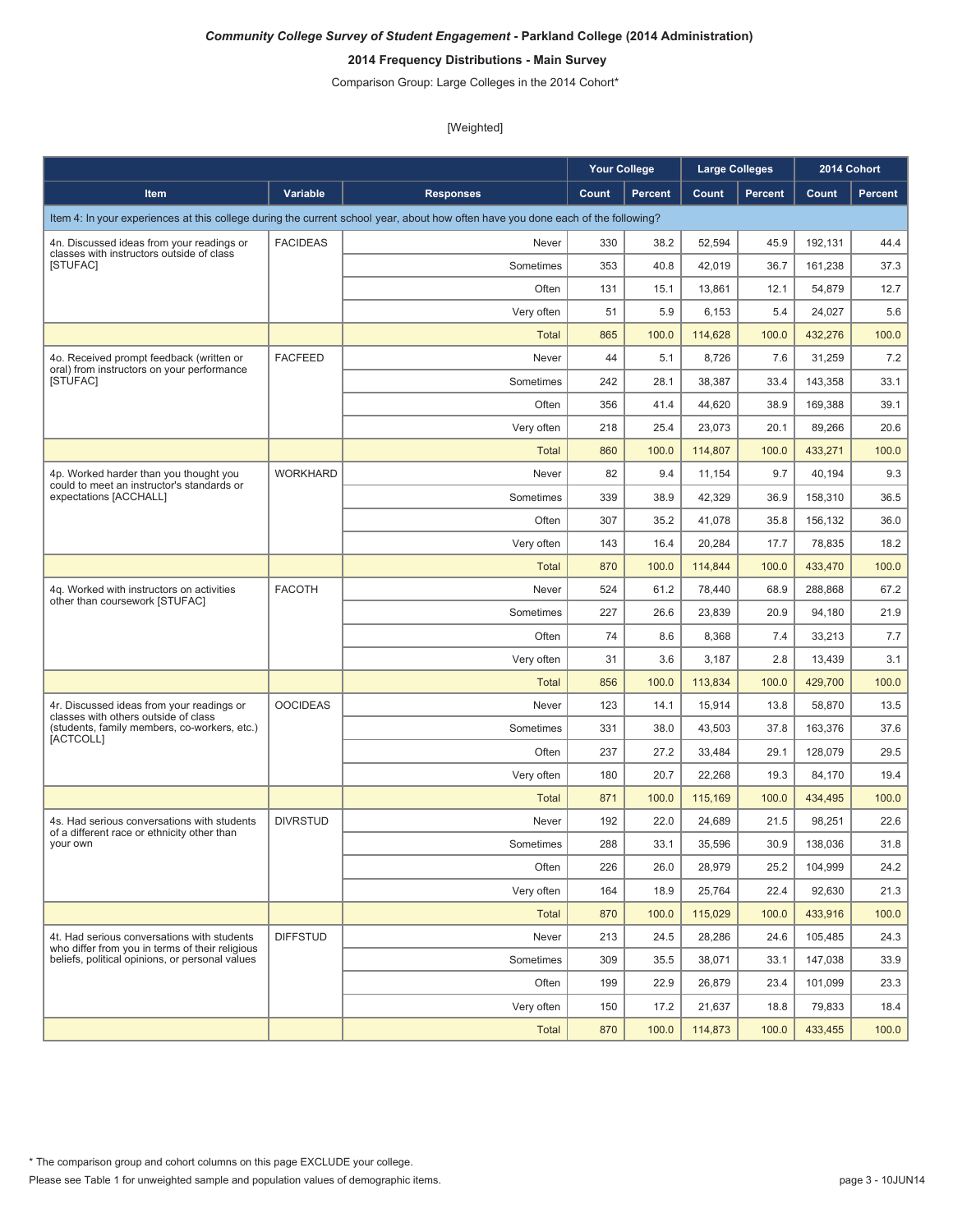***Community College Survey of Student Engagement* - Parkland College (2014 Administration)**

**2014 Frequency Distributions - Main Survey**

Comparison Group: Large Colleges in the 2014 Cohort*

[Weighted]

| | | | Your College | | Large Colleges | | 2014 Cohort | |
|---|---|---|---|---|---|---|---|---|
| **Item** | **Variable** | **Responses** | **Count** | **Percent** | **Count** | **Percent** | **Count** | **Percent** |
| Item 4: In your experiences at this college during the current school year, about how often have you done each of the following? | | | | | | | | |
| 4n. Discussed ideas from your readings or classes with instructors outside of class [STUFAC] | FACIDEAS | Never | 330 | 38.2 | 52,594 | 45.9 | 192,131 | 44.4 |
| | | Sometimes | 353 | 40.8 | 42,019 | 36.7 | 161,238 | 37.3 |
| | | Often | 131 | 15.1 | 13,861 | 12.1 | 54,879 | 12.7 |
| | | Very often | 51 | 5.9 | 6,153 | 5.4 | 24,027 | 5.6 |
| | | Total | 865 | 100.0 | 114,628 | 100.0 | 432,276 | 100.0 |
| 4o. Received prompt feedback (written or oral) from instructors on your performance [STUFAC] | FACFEED | Never | 44 | 5.1 | 8,726 | 7.6 | 31,259 | 7.2 |
| | | Sometimes | 242 | 28.1 | 38,387 | 33.4 | 143,358 | 33.1 |
| | | Often | 356 | 41.4 | 44,620 | 38.9 | 169,388 | 39.1 |
| | | Very often | 218 | 25.4 | 23,073 | 20.1 | 89,266 | 20.6 |
| | | Total | 860 | 100.0 | 114,807 | 100.0 | 433,271 | 100.0 |
| 4p. Worked harder than you thought you could to meet an instructor's standards or expectations [ACCHALL] | WORKHARD | Never | 82 | 9.4 | 11,154 | 9.7 | 40,194 | 9.3 |
| | | Sometimes | 339 | 38.9 | 42,329 | 36.9 | 158,310 | 36.5 |
| | | Often | 307 | 35.2 | 41,078 | 35.8 | 156,132 | 36.0 |
| | | Very often | 143 | 16.4 | 20,284 | 17.7 | 78,835 | 18.2 |
| | | Total | 870 | 100.0 | 114,844 | 100.0 | 433,470 | 100.0 |
| 4q. Worked with instructors on activities other than coursework [STUFAC] | FACOTH | Never | 524 | 61.2 | 78,440 | 68.9 | 288,868 | 67.2 |
| | | Sometimes | 227 | 26.6 | 23,839 | 20.9 | 94,180 | 21.9 |
| | | Often | 74 | 8.6 | 8,368 | 7.4 | 33,213 | 7.7 |
| | | Very often | 31 | 3.6 | 3,187 | 2.8 | 13,439 | 3.1 |
| | | Total | 856 | 100.0 | 113,834 | 100.0 | 429,700 | 100.0 |
| 4r. Discussed ideas from your readings or classes with others outside of class (students, family members, co-workers, etc.) [ACTCOLL] | OOCIDEAS | Never | 123 | 14.1 | 15,914 | 13.8 | 58,870 | 13.5 |
| | | Sometimes | 331 | 38.0 | 43,503 | 37.8 | 163,376 | 37.6 |
| | | Often | 237 | 27.2 | 33,484 | 29.1 | 128,079 | 29.5 |
| | | Very often | 180 | 20.7 | 22,268 | 19.3 | 84,170 | 19.4 |
| | | Total | 871 | 100.0 | 115,169 | 100.0 | 434,495 | 100.0 |
| 4s. Had serious conversations with students of a different race or ethnicity other than your own | DIVRSTUD | Never | 192 | 22.0 | 24,689 | 21.5 | 98,251 | 22.6 |
| | | Sometimes | 288 | 33.1 | 35,596 | 30.9 | 138,036 | 31.8 |
| | | Often | 226 | 26.0 | 28,979 | 25.2 | 104,999 | 24.2 |
| | | Very often | 164 | 18.9 | 25,764 | 22.4 | 92,630 | 21.3 |
| | | Total | 870 | 100.0 | 115,029 | 100.0 | 433,916 | 100.0 |
| 4t. Had serious conversations with students who differ from you in terms of their religious beliefs, political opinions, or personal values | DIFFSTUD | Never | 213 | 24.5 | 28,286 | 24.6 | 105,485 | 24.3 |
| | | Sometimes | 309 | 35.5 | 38,071 | 33.1 | 147,038 | 33.9 |
| | | Often | 199 | 22.9 | 26,879 | 23.4 | 101,099 | 23.3 |
| | | Very often | 150 | 17.2 | 21,637 | 18.8 | 79,833 | 18.4 |
| | | Total | 870 | 100.0 | 114,873 | 100.0 | 433,455 | 100.0 |

* The comparison group and cohort columns on this page EXCLUDE your college.

Please see Table 1 for unweighted sample and population values of demographic items.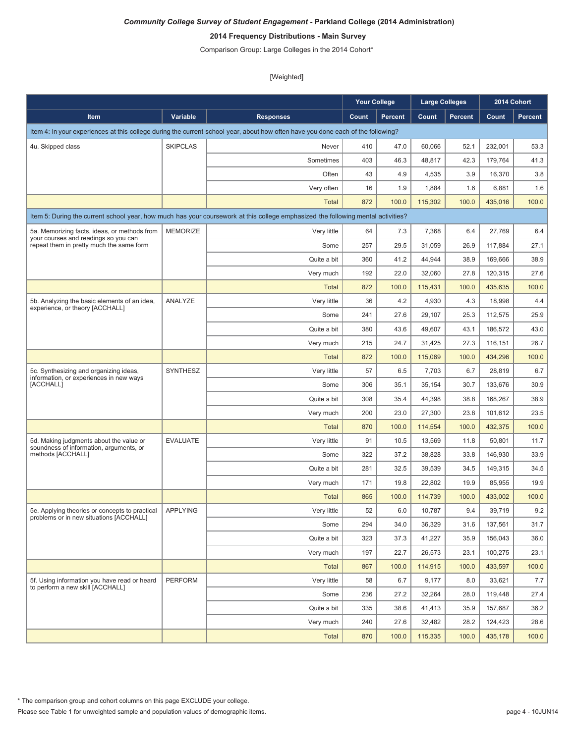***Community College Survey of Student Engagement* - Parkland College (2014 Administration)**

**2014 Frequency Distributions - Main Survey**

Comparison Group: Large Colleges in the 2014 Cohort*

[Weighted]

| | | | Your College | | Large Colleges | | 2014 Cohort | |
|---|---|---|---|---|---|---|---|---|
| **Item** | **Variable** | **Responses** | **Count** | **Percent** | **Count** | **Percent** | **Count** | **Percent** |
| Item 4: In your experiences at this college during the current school year, about how often have you done each of the following? | | | | | | | | |
| 4u. Skipped class | SKIPCLAS | Never | 410 | 47.0 | 60,066 | 52.1 | 232,001 | 53.3 |
| | | Sometimes | 403 | 46.3 | 48,817 | 42.3 | 179,764 | 41.3 |
| | | Often | 43 | 4.9 | 4,535 | 3.9 | 16,370 | 3.8 |
| | | Very often | 16 | 1.9 | 1,884 | 1.6 | 6,881 | 1.6 |
| | | Total | 872 | 100.0 | 115,302 | 100.0 | 435,016 | 100.0 |
| Item 5: During the current school year, how much has your coursework at this college emphasized the following mental activities? | | | | | | | | |
| 5a. Memorizing facts, ideas, or methods from your courses and readings so you can repeat them in pretty much the same form | MEMORIZE | Very little | 64 | 7.3 | 7,368 | 6.4 | 27,769 | 6.4 |
| | | Some | 257 | 29.5 | 31,059 | 26.9 | 117,884 | 27.1 |
| | | Quite a bit | 360 | 41.2 | 44,944 | 38.9 | 169,666 | 38.9 |
| | | Very much | 192 | 22.0 | 32,060 | 27.8 | 120,315 | 27.6 |
| | | Total | 872 | 100.0 | 115,431 | 100.0 | 435,635 | 100.0 |
| 5b. Analyzing the basic elements of an idea, experience, or theory [ACCHALL] | ANALYZE | Very little | 36 | 4.2 | 4,930 | 4.3 | 18,998 | 4.4 |
| | | Some | 241 | 27.6 | 29,107 | 25.3 | 112,575 | 25.9 |
| | | Quite a bit | 380 | 43.6 | 49,607 | 43.1 | 186,572 | 43.0 |
| | | Very much | 215 | 24.7 | 31,425 | 27.3 | 116,151 | 26.7 |
| | | Total | 872 | 100.0 | 115,069 | 100.0 | 434,296 | 100.0 |
| 5c. Synthesizing and organizing ideas, information, or experiences in new ways [ACCHALL] | SYNTHESZ | Very little | 57 | 6.5 | 7,703 | 6.7 | 28,819 | 6.7 |
| | | Some | 306 | 35.1 | 35,154 | 30.7 | 133,676 | 30.9 |
| | | Quite a bit | 308 | 35.4 | 44,398 | 38.8 | 168,267 | 38.9 |
| | | Very much | 200 | 23.0 | 27,300 | 23.8 | 101,612 | 23.5 |
| | | Total | 870 | 100.0 | 114,554 | 100.0 | 432,375 | 100.0 |
| 5d. Making judgments about the value or soundness of information, arguments, or methods [ACCHALL] | EVALUATE | Very little | 91 | 10.5 | 13,569 | 11.8 | 50,801 | 11.7 |
| | | Some | 322 | 37.2 | 38,828 | 33.8 | 146,930 | 33.9 |
| | | Quite a bit | 281 | 32.5 | 39,539 | 34.5 | 149,315 | 34.5 |
| | | Very much | 171 | 19.8 | 22,802 | 19.9 | 85,955 | 19.9 |
| | | Total | 865 | 100.0 | 114,739 | 100.0 | 433,002 | 100.0 |
| 5e. Applying theories or concepts to practical problems or in new situations [ACCHALL] | APPLYING | Very little | 52 | 6.0 | 10,787 | 9.4 | 39,719 | 9.2 |
| | | Some | 294 | 34.0 | 36,329 | 31.6 | 137,561 | 31.7 |
| | | Quite a bit | 323 | 37.3 | 41,227 | 35.9 | 156,043 | 36.0 |
| | | Very much | 197 | 22.7 | 26,573 | 23.1 | 100,275 | 23.1 |
| | | Total | 867 | 100.0 | 114,915 | 100.0 | 433,597 | 100.0 |
| 5f. Using information you have read or heard to perform a new skill [ACCHALL] | PERFORM | Very little | 58 | 6.7 | 9,177 | 8.0 | 33,621 | 7.7 |
| | | Some | 236 | 27.2 | 32,264 | 28.0 | 119,448 | 27.4 |
| | | Quite a bit | 335 | 38.6 | 41,413 | 35.9 | 157,687 | 36.2 |
| | | Very much | 240 | 27.6 | 32,482 | 28.2 | 124,423 | 28.6 |
| | | Total | 870 | 100.0 | 115,335 | 100.0 | 435,178 | 100.0 |

* The comparison group and cohort columns on this page EXCLUDE your college.

Please see Table 1 for unweighted sample and population values of demographic items.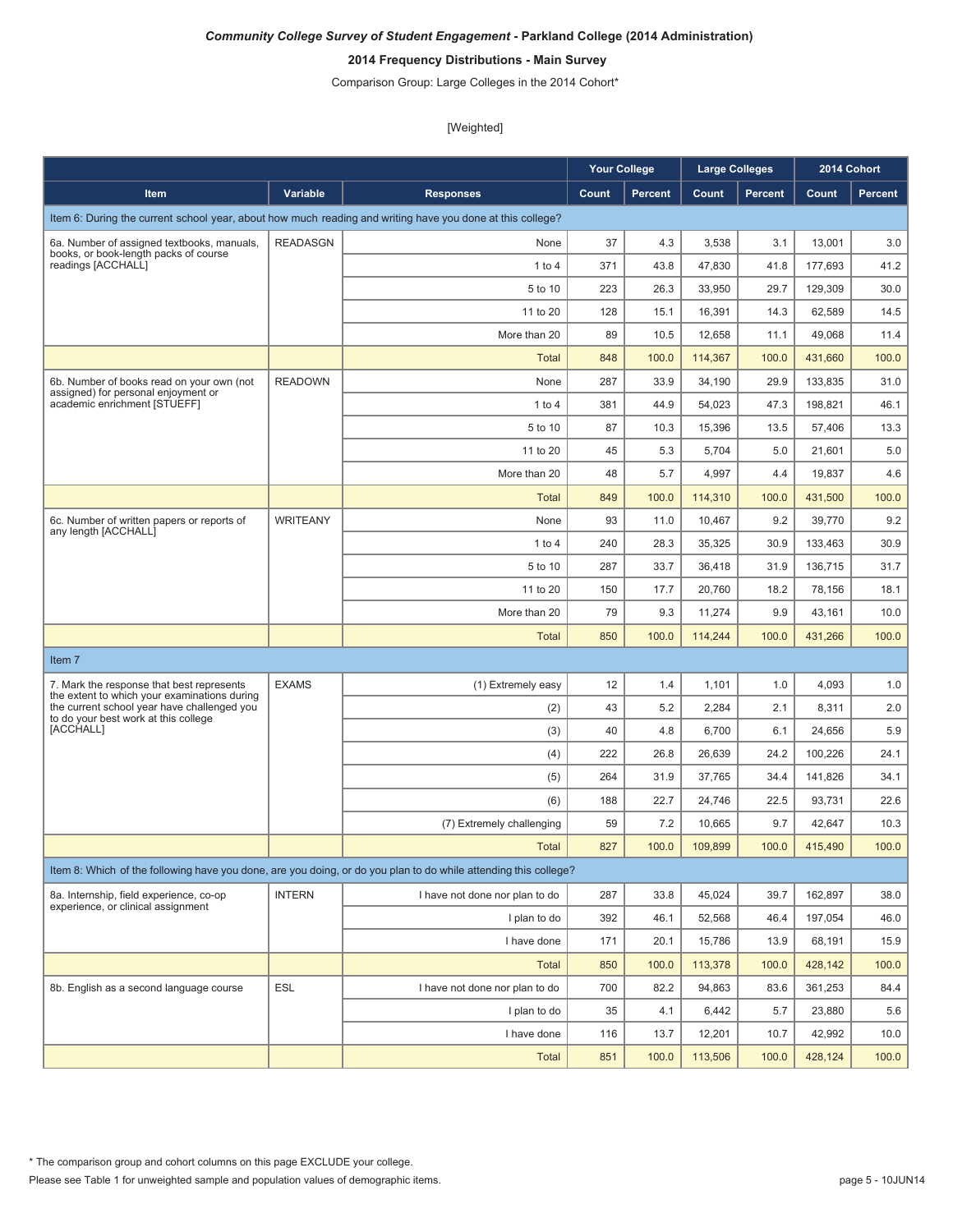***Community College Survey of Student Engagement* - Parkland College (2014 Administration)**

**2014 Frequency Distributions - Main Survey**

Comparison Group: Large Colleges in the 2014 Cohort*

[Weighted]

| | | | Your College | | Large Colleges | | 2014 Cohort | |
|---|---|---|---|---|---|---|---|---|
| **Item** | **Variable** | **Responses** | **Count** | **Percent** | **Count** | **Percent** | **Count** | **Percent** |
| Item 6: During the current school year, about how much reading and writing have you done at this college? | | | | | | | | |
| 6a. Number of assigned textbooks, manuals, books, or book-length packs of course readings [ACCHALL] | READASGN | None | 37 | 4.3 | 3,538 | 3.1 | 13,001 | 3.0 |
| | | 1 to 4 | 371 | 43.8 | 47,830 | 41.8 | 177,693 | 41.2 |
| | | 5 to 10 | 223 | 26.3 | 33,950 | 29.7 | 129,309 | 30.0 |
| | | 11 to 20 | 128 | 15.1 | 16,391 | 14.3 | 62,589 | 14.5 |
| | | More than 20 | 89 | 10.5 | 12,658 | 11.1 | 49,068 | 11.4 |
| | | Total | 848 | 100.0 | 114,367 | 100.0 | 431,660 | 100.0 |
| 6b. Number of books read on your own (not assigned) for personal enjoyment or academic enrichment [STUEFF] | READOWN | None | 287 | 33.9 | 34,190 | 29.9 | 133,835 | 31.0 |
| | | 1 to 4 | 381 | 44.9 | 54,023 | 47.3 | 198,821 | 46.1 |
| | | 5 to 10 | 87 | 10.3 | 15,396 | 13.5 | 57,406 | 13.3 |
| | | 11 to 20 | 45 | 5.3 | 5,704 | 5.0 | 21,601 | 5.0 |
| | | More than 20 | 48 | 5.7 | 4,997 | 4.4 | 19,837 | 4.6 |
| | | Total | 849 | 100.0 | 114,310 | 100.0 | 431,500 | 100.0 |
| 6c. Number of written papers or reports of any length [ACCHALL] | WRITEANY | None | 93 | 11.0 | 10,467 | 9.2 | 39,770 | 9.2 |
| | | 1 to 4 | 240 | 28.3 | 35,325 | 30.9 | 133,463 | 30.9 |
| | | 5 to 10 | 287 | 33.7 | 36,418 | 31.9 | 136,715 | 31.7 |
| | | 11 to 20 | 150 | 17.7 | 20,760 | 18.2 | 78,156 | 18.1 |
| | | More than 20 | 79 | 9.3 | 11,274 | 9.9 | 43,161 | 10.0 |
| | | Total | 850 | 100.0 | 114,244 | 100.0 | 431,266 | 100.0 |
| Item 7 | | | | | | | | |
| 7. Mark the response that best represents the extent to which your examinations during the current school year have challenged you to do your best work at this college [ACCHALL] | EXAMS | (1) Extremely easy | 12 | 1.4 | 1,101 | 1.0 | 4,093 | 1.0 |
| | | (2) | 43 | 5.2 | 2,284 | 2.1 | 8,311 | 2.0 |
| | | (3) | 40 | 4.8 | 6,700 | 6.1 | 24,656 | 5.9 |
| | | (4) | 222 | 26.8 | 26,639 | 24.2 | 100,226 | 24.1 |
| | | (5) | 264 | 31.9 | 37,765 | 34.4 | 141,826 | 34.1 |
| | | (6) | 188 | 22.7 | 24,746 | 22.5 | 93,731 | 22.6 |
| | | (7) Extremely challenging | 59 | 7.2 | 10,665 | 9.7 | 42,647 | 10.3 |
| | | Total | 827 | 100.0 | 109,899 | 100.0 | 415,490 | 100.0 |
| Item 8: Which of the following have you done, are you doing, or do you plan to do while attending this college? | | | | | | | | |
| 8a. Internship, field experience, co-op experience, or clinical assignment | INTERN | I have not done nor plan to do | 287 | 33.8 | 45,024 | 39.7 | 162,897 | 38.0 |
| | | I plan to do | 392 | 46.1 | 52,568 | 46.4 | 197,054 | 46.0 |
| | | I have done | 171 | 20.1 | 15,786 | 13.9 | 68,191 | 15.9 |
| | | Total | 850 | 100.0 | 113,378 | 100.0 | 428,142 | 100.0 |
| 8b. English as a second language course | ESL | I have not done nor plan to do | 700 | 82.2 | 94,863 | 83.6 | 361,253 | 84.4 |
| | | I plan to do | 35 | 4.1 | 6,442 | 5.7 | 23,880 | 5.6 |
| | | I have done | 116 | 13.7 | 12,201 | 10.7 | 42,992 | 10.0 |
| | | Total | 851 | 100.0 | 113,506 | 100.0 | 428,124 | 100.0 |

* The comparison group and cohort columns on this page EXCLUDE your college.

Please see Table 1 for unweighted sample and population values of demographic items.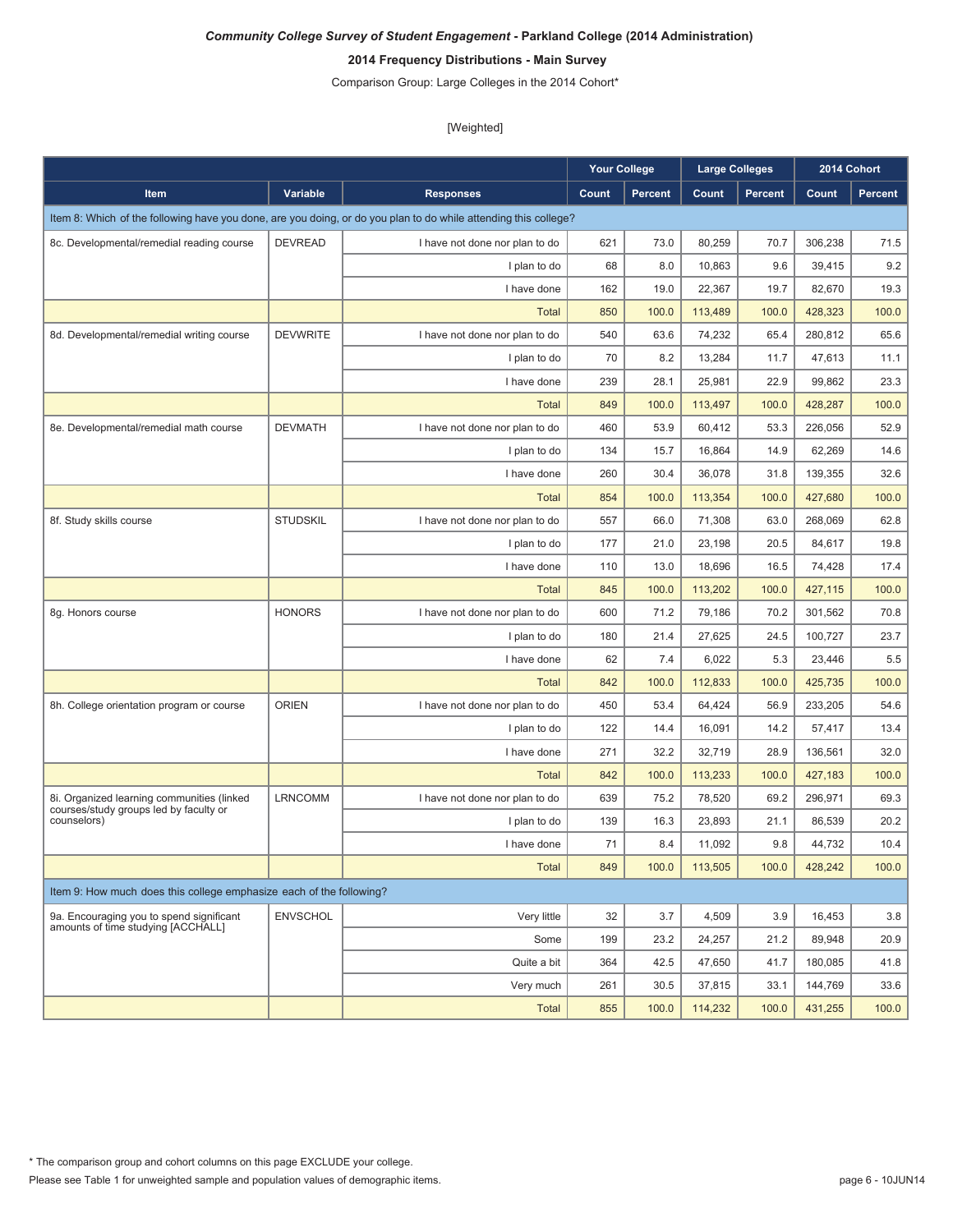***Community College Survey of Student Engagement* - Parkland College (2014 Administration)**

**2014 Frequency Distributions - Main Survey**

Comparison Group: Large Colleges in the 2014 Cohort*

[Weighted]

| | | | Your College | | Large Colleges | | 2014 Cohort | |
|---|---|---|---|---|---|---|---|---|
| **Item** | **Variable** | **Responses** | **Count** | **Percent** | **Count** | **Percent** | **Count** | **Percent** |
| Item 8: Which of the following have you done, are you doing, or do you plan to do while attending this college? | | | | | | | | |
| 8c. Developmental/remedial reading course | DEVREAD | I have not done nor plan to do | 621 | 73.0 | 80,259 | 70.7 | 306,238 | 71.5 |
| | | I plan to do | 68 | 8.0 | 10,863 | 9.6 | 39,415 | 9.2 |
| | | I have done | 162 | 19.0 | 22,367 | 19.7 | 82,670 | 19.3 |
| | | Total | 850 | 100.0 | 113,489 | 100.0 | 428,323 | 100.0 |
| 8d. Developmental/remedial writing course | DEVWRITE | I have not done nor plan to do | 540 | 63.6 | 74,232 | 65.4 | 280,812 | 65.6 |
| | | I plan to do | 70 | 8.2 | 13,284 | 11.7 | 47,613 | 11.1 |
| | | I have done | 239 | 28.1 | 25,981 | 22.9 | 99,862 | 23.3 |
| | | Total | 849 | 100.0 | 113,497 | 100.0 | 428,287 | 100.0 |
| 8e. Developmental/remedial math course | DEVMATH | I have not done nor plan to do | 460 | 53.9 | 60,412 | 53.3 | 226,056 | 52.9 |
| | | I plan to do | 134 | 15.7 | 16,864 | 14.9 | 62,269 | 14.6 |
| | | I have done | 260 | 30.4 | 36,078 | 31.8 | 139,355 | 32.6 |
| | | Total | 854 | 100.0 | 113,354 | 100.0 | 427,680 | 100.0 |
| 8f. Study skills course | STUDSKIL | I have not done nor plan to do | 557 | 66.0 | 71,308 | 63.0 | 268,069 | 62.8 |
| | | I plan to do | 177 | 21.0 | 23,198 | 20.5 | 84,617 | 19.8 |
| | | I have done | 110 | 13.0 | 18,696 | 16.5 | 74,428 | 17.4 |
| | | Total | 845 | 100.0 | 113,202 | 100.0 | 427,115 | 100.0 |
| 8g. Honors course | HONORS | I have not done nor plan to do | 600 | 71.2 | 79,186 | 70.2 | 301,562 | 70.8 |
| | | I plan to do | 180 | 21.4 | 27,625 | 24.5 | 100,727 | 23.7 |
| | | I have done | 62 | 7.4 | 6,022 | 5.3 | 23,446 | 5.5 |
| | | Total | 842 | 100.0 | 112,833 | 100.0 | 425,735 | 100.0 |
| 8h. College orientation program or course | ORIEN | I have not done nor plan to do | 450 | 53.4 | 64,424 | 56.9 | 233,205 | 54.6 |
| | | I plan to do | 122 | 14.4 | 16,091 | 14.2 | 57,417 | 13.4 |
| | | I have done | 271 | 32.2 | 32,719 | 28.9 | 136,561 | 32.0 |
| | | Total | 842 | 100.0 | 113,233 | 100.0 | 427,183 | 100.0 |
| 8i. Organized learning communities (linked courses/study groups led by faculty or counselors) | LRNCOMM | I have not done nor plan to do | 639 | 75.2 | 78,520 | 69.2 | 296,971 | 69.3 |
| | | I plan to do | 139 | 16.3 | 23,893 | 21.1 | 86,539 | 20.2 |
| | | I have done | 71 | 8.4 | 11,092 | 9.8 | 44,732 | 10.4 |
| | | Total | 849 | 100.0 | 113,505 | 100.0 | 428,242 | 100.0 |
| Item 9: How much does this college emphasize each of the following? | | | | | | | | |
| 9a. Encouraging you to spend significant amounts of time studying [ACCHALL] | ENVSCHOL | Very little | 32 | 3.7 | 4,509 | 3.9 | 16,453 | 3.8 |
| | | Some | 199 | 23.2 | 24,257 | 21.2 | 89,948 | 20.9 |
| | | Quite a bit | 364 | 42.5 | 47,650 | 41.7 | 180,085 | 41.8 |
| | | Very much | 261 | 30.5 | 37,815 | 33.1 | 144,769 | 33.6 |
| | | Total | 855 | 100.0 | 114,232 | 100.0 | 431,255 | 100.0 |

* The comparison group and cohort columns on this page EXCLUDE your college.

Please see Table 1 for unweighted sample and population values of demographic items.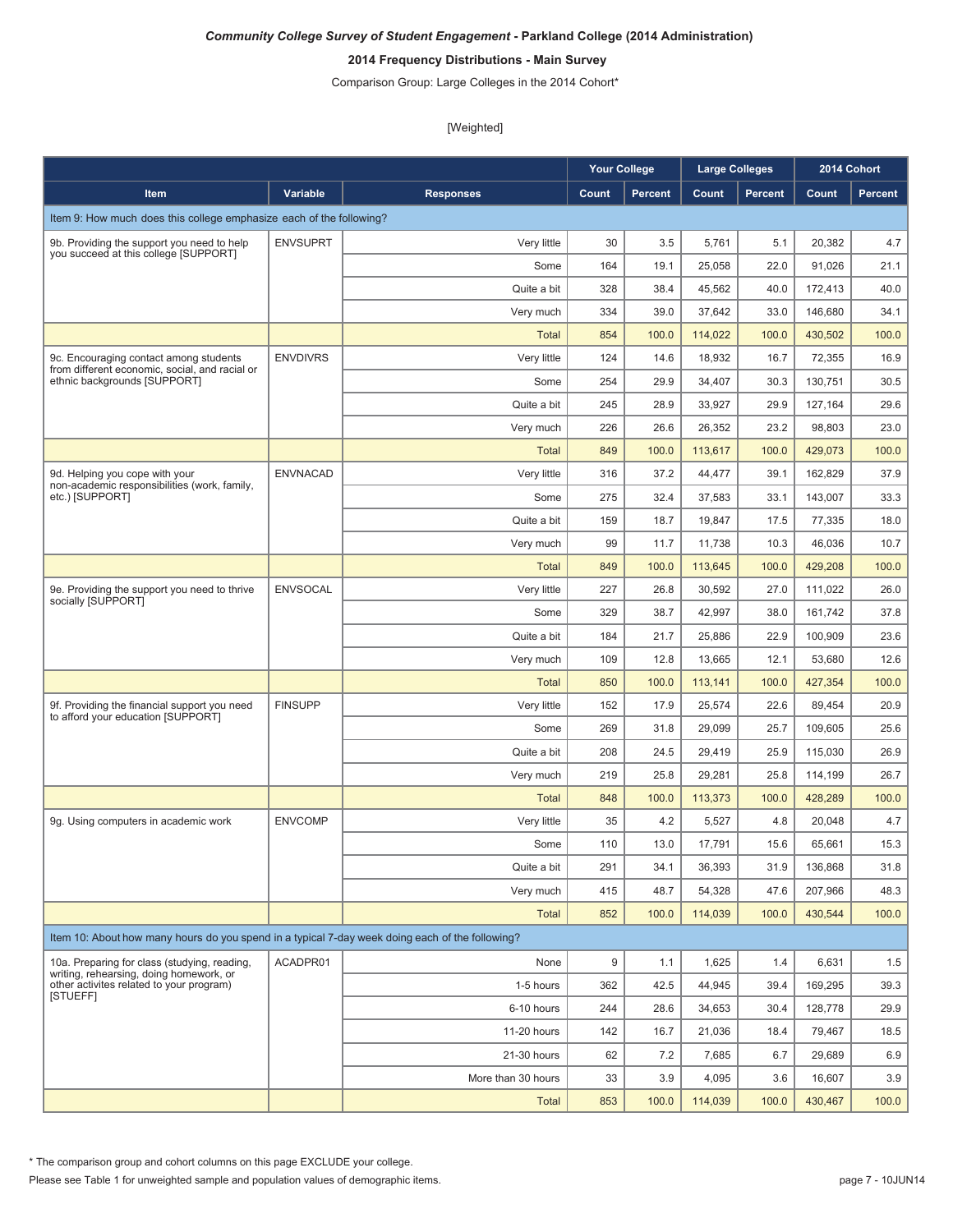*Community College Survey of Student Engagement* **- Parkland College (2014 Administration)**

**2014 Frequency Distributions - Main Survey**

Comparison Group: Large Colleges in the 2014 Cohort*

[Weighted]

| | | | Your College | | Large Colleges | | 2014 Cohort | |
|---|---|---|---|---|---|---|---|---|
| **Item** | **Variable** | **Responses** | **Count** | **Percent** | **Count** | **Percent** | **Count** | **Percent** |
| Item 9: How much does this college emphasize each of the following? | | | | | | | | |
| 9b. Providing the support you need to help you succeed at this college [SUPPORT] | ENVSUPRT | Very little | 30 | 3.5 | 5,761 | 5.1 | 20,382 | 4.7 |
| | | Some | 164 | 19.1 | 25,058 | 22.0 | 91,026 | 21.1 |
| | | Quite a bit | 328 | 38.4 | 45,562 | 40.0 | 172,413 | 40.0 |
| | | Very much | 334 | 39.0 | 37,642 | 33.0 | 146,680 | 34.1 |
| | | Total | 854 | 100.0 | 114,022 | 100.0 | 430,502 | 100.0 |
| 9c. Encouraging contact among students from different economic, social, and racial or ethnic backgrounds [SUPPORT] | ENVDIVRS | Very little | 124 | 14.6 | 18,932 | 16.7 | 72,355 | 16.9 |
| | | Some | 254 | 29.9 | 34,407 | 30.3 | 130,751 | 30.5 |
| | | Quite a bit | 245 | 28.9 | 33,927 | 29.9 | 127,164 | 29.6 |
| | | Very much | 226 | 26.6 | 26,352 | 23.2 | 98,803 | 23.0 |
| | | Total | 849 | 100.0 | 113,617 | 100.0 | 429,073 | 100.0 |
| 9d. Helping you cope with your non-academic responsibilities (work, family, etc.) [SUPPORT] | ENVNACAD | Very little | 316 | 37.2 | 44,477 | 39.1 | 162,829 | 37.9 |
| | | Some | 275 | 32.4 | 37,583 | 33.1 | 143,007 | 33.3 |
| | | Quite a bit | 159 | 18.7 | 19,847 | 17.5 | 77,335 | 18.0 |
| | | Very much | 99 | 11.7 | 11,738 | 10.3 | 46,036 | 10.7 |
| | | Total | 849 | 100.0 | 113,645 | 100.0 | 429,208 | 100.0 |
| 9e. Providing the support you need to thrive socially [SUPPORT] | ENVSOCAL | Very little | 227 | 26.8 | 30,592 | 27.0 | 111,022 | 26.0 |
| | | Some | 329 | 38.7 | 42,997 | 38.0 | 161,742 | 37.8 |
| | | Quite a bit | 184 | 21.7 | 25,886 | 22.9 | 100,909 | 23.6 |
| | | Very much | 109 | 12.8 | 13,665 | 12.1 | 53,680 | 12.6 |
| | | Total | 850 | 100.0 | 113,141 | 100.0 | 427,354 | 100.0 |
| 9f. Providing the financial support you need to afford your education [SUPPORT] | FINSUPP | Very little | 152 | 17.9 | 25,574 | 22.6 | 89,454 | 20.9 |
| | | Some | 269 | 31.8 | 29,099 | 25.7 | 109,605 | 25.6 |
| | | Quite a bit | 208 | 24.5 | 29,419 | 25.9 | 115,030 | 26.9 |
| | | Very much | 219 | 25.8 | 29,281 | 25.8 | 114,199 | 26.7 |
| | | Total | 848 | 100.0 | 113,373 | 100.0 | 428,289 | 100.0 |
| 9g. Using computers in academic work | ENVCOMP | Very little | 35 | 4.2 | 5,527 | 4.8 | 20,048 | 4.7 |
| | | Some | 110 | 13.0 | 17,791 | 15.6 | 65,661 | 15.3 |
| | | Quite a bit | 291 | 34.1 | 36,393 | 31.9 | 136,868 | 31.8 |
| | | Very much | 415 | 48.7 | 54,328 | 47.6 | 207,966 | 48.3 |
| | | Total | 852 | 100.0 | 114,039 | 100.0 | 430,544 | 100.0 |
| Item 10: About how many hours do you spend in a typical 7-day week doing each of the following? | | | | | | | | |
| 10a. Preparing for class (studying, reading, writing, rehearsing, doing homework, or other activites related to your program) [STUEFF] | ACADPR01 | None | 9 | 1.1 | 1,625 | 1.4 | 6,631 | 1.5 |
| | | 1-5 hours | 362 | 42.5 | 44,945 | 39.4 | 169,295 | 39.3 |
| | | 6-10 hours | 244 | 28.6 | 34,653 | 30.4 | 128,778 | 29.9 |
| | | 11-20 hours | 142 | 16.7 | 21,036 | 18.4 | 79,467 | 18.5 |
| | | 21-30 hours | 62 | 7.2 | 7,685 | 6.7 | 29,689 | 6.9 |
| | | More than 30 hours | 33 | 3.9 | 4,095 | 3.6 | 16,607 | 3.9 |
| | | Total | 853 | 100.0 | 114,039 | 100.0 | 430,467 | 100.0 |

* The comparison group and cohort columns on this page EXCLUDE your college.

Please see Table 1 for unweighted sample and population values of demographic items.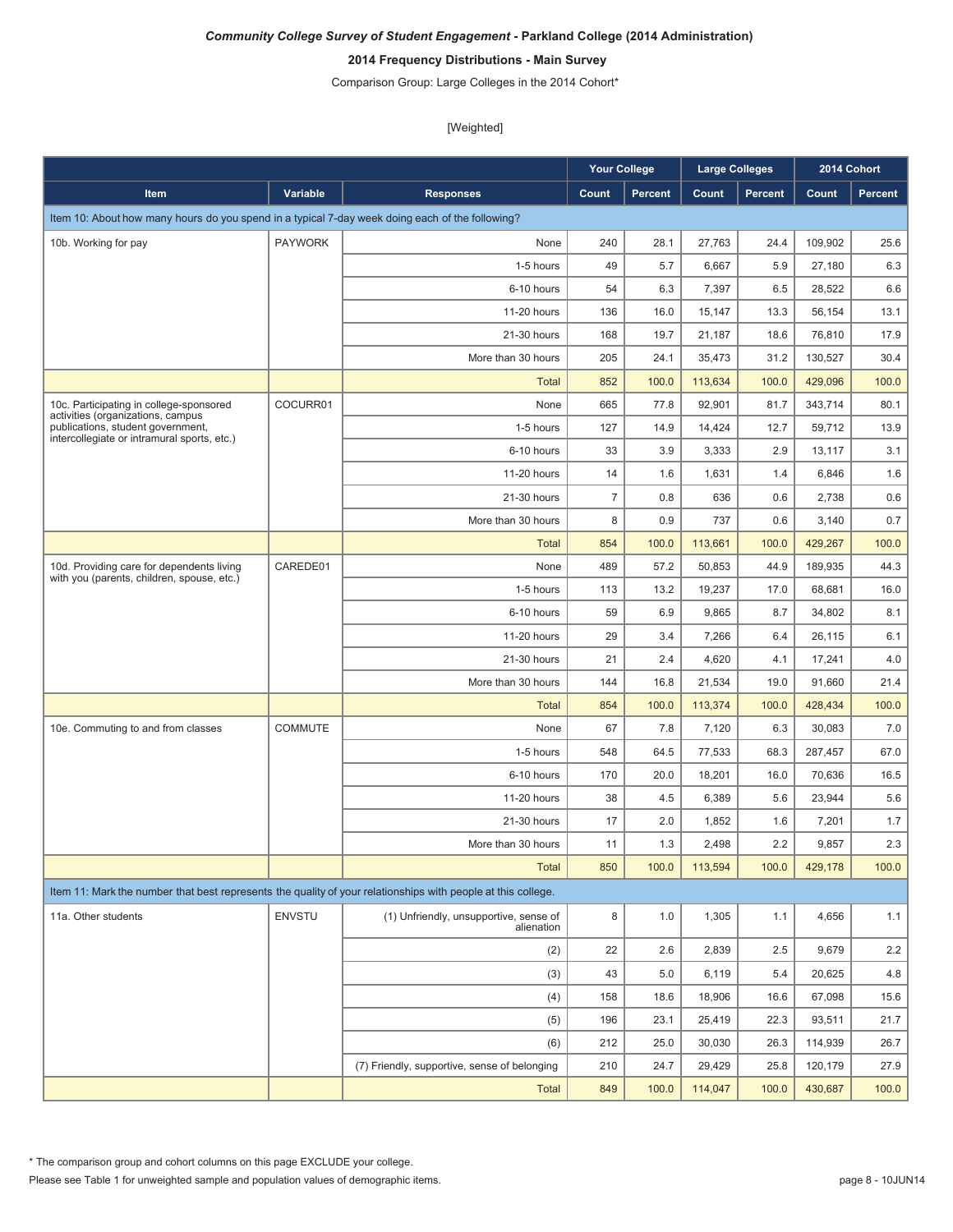***Community College Survey of Student Engagement* - Parkland College (2014 Administration)**

**2014 Frequency Distributions - Main Survey**

Comparison Group: Large Colleges in the 2014 Cohort*

[Weighted]

| | | | Your College | | Large Colleges | | 2014 Cohort | |
|---|---|---|---|---|---|---|---|---|
| **Item** | **Variable** | **Responses** | **Count** | **Percent** | **Count** | **Percent** | **Count** | **Percent** |
| Item 10: About how many hours do you spend in a typical 7-day week doing each of the following? | | | | | | | | |
| 10b. Working for pay | PAYWORK | None | 240 | 28.1 | 27,763 | 24.4 | 109,902 | 25.6 |
| | | 1-5 hours | 49 | 5.7 | 6,667 | 5.9 | 27,180 | 6.3 |
| | | 6-10 hours | 54 | 6.3 | 7,397 | 6.5 | 28,522 | 6.6 |
| | | 11-20 hours | 136 | 16.0 | 15,147 | 13.3 | 56,154 | 13.1 |
| | | 21-30 hours | 168 | 19.7 | 21,187 | 18.6 | 76,810 | 17.9 |
| | | More than 30 hours | 205 | 24.1 | 35,473 | 31.2 | 130,527 | 30.4 |
| | | Total | 852 | 100.0 | 113,634 | 100.0 | 429,096 | 100.0 |
| 10c. Participating in college-sponsored activities (organizations, campus publications, student government, intercollegiate or intramural sports, etc.) | COCURR01 | None | 665 | 77.8 | 92,901 | 81.7 | 343,714 | 80.1 |
| | | 1-5 hours | 127 | 14.9 | 14,424 | 12.7 | 59,712 | 13.9 |
| | | 6-10 hours | 33 | 3.9 | 3,333 | 2.9 | 13,117 | 3.1 |
| | | 11-20 hours | 14 | 1.6 | 1,631 | 1.4 | 6,846 | 1.6 |
| | | 21-30 hours | 7 | 0.8 | 636 | 0.6 | 2,738 | 0.6 |
| | | More than 30 hours | 8 | 0.9 | 737 | 0.6 | 3,140 | 0.7 |
| | | Total | 854 | 100.0 | 113,661 | 100.0 | 429,267 | 100.0 |
| 10d. Providing care for dependents living with you (parents, children, spouse, etc.) | CAREDE01 | None | 489 | 57.2 | 50,853 | 44.9 | 189,935 | 44.3 |
| | | 1-5 hours | 113 | 13.2 | 19,237 | 17.0 | 68,681 | 16.0 |
| | | 6-10 hours | 59 | 6.9 | 9,865 | 8.7 | 34,802 | 8.1 |
| | | 11-20 hours | 29 | 3.4 | 7,266 | 6.4 | 26,115 | 6.1 |
| | | 21-30 hours | 21 | 2.4 | 4,620 | 4.1 | 17,241 | 4.0 |
| | | More than 30 hours | 144 | 16.8 | 21,534 | 19.0 | 91,660 | 21.4 |
| | | Total | 854 | 100.0 | 113,374 | 100.0 | 428,434 | 100.0 |
| 10e. Commuting to and from classes | COMMUTE | None | 67 | 7.8 | 7,120 | 6.3 | 30,083 | 7.0 |
| | | 1-5 hours | 548 | 64.5 | 77,533 | 68.3 | 287,457 | 67.0 |
| | | 6-10 hours | 170 | 20.0 | 18,201 | 16.0 | 70,636 | 16.5 |
| | | 11-20 hours | 38 | 4.5 | 6,389 | 5.6 | 23,944 | 5.6 |
| | | 21-30 hours | 17 | 2.0 | 1,852 | 1.6 | 7,201 | 1.7 |
| | | More than 30 hours | 11 | 1.3 | 2,498 | 2.2 | 9,857 | 2.3 |
| | | Total | 850 | 100.0 | 113,594 | 100.0 | 429,178 | 100.0 |
| Item 11: Mark the number that best represents the quality of your relationships with people at this college. | | | | | | | | |
| 11a. Other students | ENVSTU | (1) Unfriendly, unsupportive, sense of alienation | 8 | 1.0 | 1,305 | 1.1 | 4,656 | 1.1 |
| | | (2) | 22 | 2.6 | 2,839 | 2.5 | 9,679 | 2.2 |
| | | (3) | 43 | 5.0 | 6,119 | 5.4 | 20,625 | 4.8 |
| | | (4) | 158 | 18.6 | 18,906 | 16.6 | 67,098 | 15.6 |
| | | (5) | 196 | 23.1 | 25,419 | 22.3 | 93,511 | 21.7 |
| | | (6) | 212 | 25.0 | 30,030 | 26.3 | 114,939 | 26.7 |
| | | (7) Friendly, supportive, sense of belonging | 210 | 24.7 | 29,429 | 25.8 | 120,179 | 27.9 |
| | | Total | 849 | 100.0 | 114,047 | 100.0 | 430,687 | 100.0 |

* The comparison group and cohort columns on this page EXCLUDE your college.

Please see Table 1 for unweighted sample and population values of demographic items.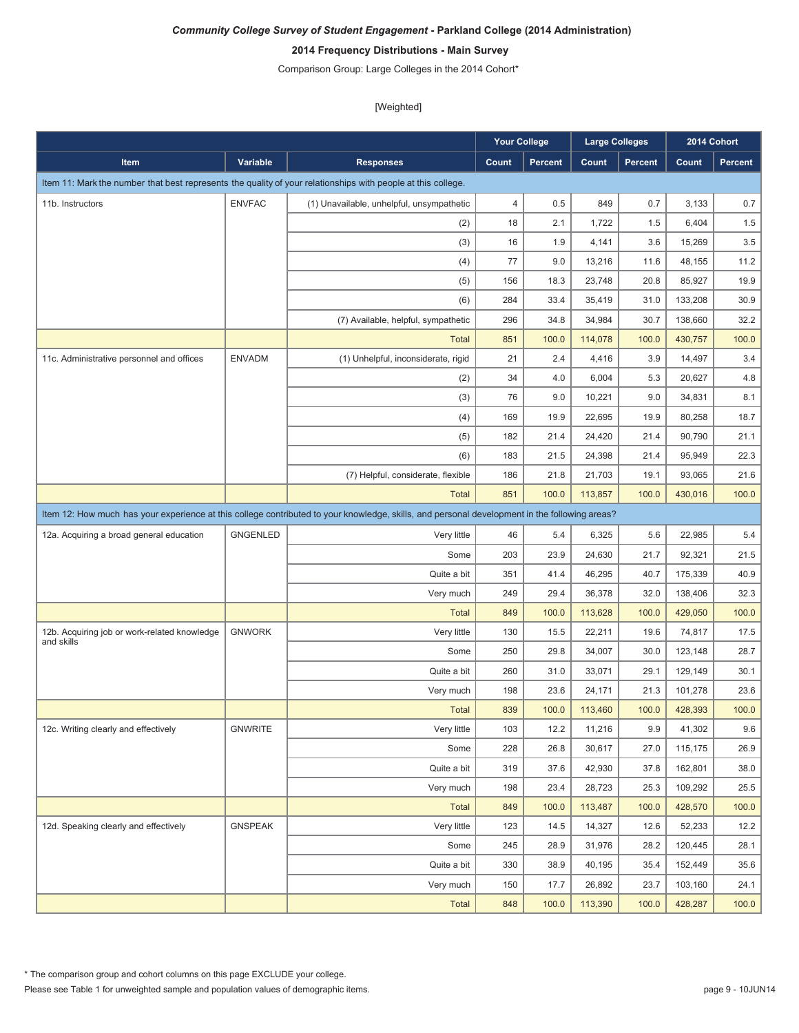***Community College Survey of Student Engagement* - Parkland College (2014 Administration)**

**2014 Frequency Distributions - Main Survey**

Comparison Group: Large Colleges in the 2014 Cohort*

[Weighted]

| | | | Your College | | Large Colleges | | 2014 Cohort | |
|---|---|---|---|---|---|---|---|---|
| **Item** | **Variable** | **Responses** | **Count** | **Percent** | **Count** | **Percent** | **Count** | **Percent** |
| Item 11: Mark the number that best represents the quality of your relationships with people at this college. | | | | | | | | |
| 11b. Instructors | ENVFAC | (1) Unavailable, unhelpful, unsympathetic | 4 | 0.5 | 849 | 0.7 | 3,133 | 0.7 |
| | | (2) | 18 | 2.1 | 1,722 | 1.5 | 6,404 | 1.5 |
| | | (3) | 16 | 1.9 | 4,141 | 3.6 | 15,269 | 3.5 |
| | | (4) | 77 | 9.0 | 13,216 | 11.6 | 48,155 | 11.2 |
| | | (5) | 156 | 18.3 | 23,748 | 20.8 | 85,927 | 19.9 |
| | | (6) | 284 | 33.4 | 35,419 | 31.0 | 133,208 | 30.9 |
| | | (7) Available, helpful, sympathetic | 296 | 34.8 | 34,984 | 30.7 | 138,660 | 32.2 |
| | | Total | 851 | 100.0 | 114,078 | 100.0 | 430,757 | 100.0 |
| 11c. Administrative personnel and offices | ENVADM | (1) Unhelpful, inconsiderate, rigid | 21 | 2.4 | 4,416 | 3.9 | 14,497 | 3.4 |
| | | (2) | 34 | 4.0 | 6,004 | 5.3 | 20,627 | 4.8 |
| | | (3) | 76 | 9.0 | 10,221 | 9.0 | 34,831 | 8.1 |
| | | (4) | 169 | 19.9 | 22,695 | 19.9 | 80,258 | 18.7 |
| | | (5) | 182 | 21.4 | 24,420 | 21.4 | 90,790 | 21.1 |
| | | (6) | 183 | 21.5 | 24,398 | 21.4 | 95,949 | 22.3 |
| | | (7) Helpful, considerate, flexible | 186 | 21.8 | 21,703 | 19.1 | 93,065 | 21.6 |
| | | Total | 851 | 100.0 | 113,857 | 100.0 | 430,016 | 100.0 |
| Item 12: How much has your experience at this college contributed to your knowledge, skills, and personal development in the following areas? | | | | | | | | |
| 12a. Acquiring a broad general education | GNGENLED | Very little | 46 | 5.4 | 6,325 | 5.6 | 22,985 | 5.4 |
| | | Some | 203 | 23.9 | 24,630 | 21.7 | 92,321 | 21.5 |
| | | Quite a bit | 351 | 41.4 | 46,295 | 40.7 | 175,339 | 40.9 |
| | | Very much | 249 | 29.4 | 36,378 | 32.0 | 138,406 | 32.3 |
| | | Total | 849 | 100.0 | 113,628 | 100.0 | 429,050 | 100.0 |
| 12b. Acquiring job or work-related knowledge and skills | GNWORK | Very little | 130 | 15.5 | 22,211 | 19.6 | 74,817 | 17.5 |
| | | Some | 250 | 29.8 | 34,007 | 30.0 | 123,148 | 28.7 |
| | | Quite a bit | 260 | 31.0 | 33,071 | 29.1 | 129,149 | 30.1 |
| | | Very much | 198 | 23.6 | 24,171 | 21.3 | 101,278 | 23.6 |
| | | Total | 839 | 100.0 | 113,460 | 100.0 | 428,393 | 100.0 |
| 12c. Writing clearly and effectively | GNWRITE | Very little | 103 | 12.2 | 11,216 | 9.9 | 41,302 | 9.6 |
| | | Some | 228 | 26.8 | 30,617 | 27.0 | 115,175 | 26.9 |
| | | Quite a bit | 319 | 37.6 | 42,930 | 37.8 | 162,801 | 38.0 |
| | | Very much | 198 | 23.4 | 28,723 | 25.3 | 109,292 | 25.5 |
| | | Total | 849 | 100.0 | 113,487 | 100.0 | 428,570 | 100.0 |
| 12d. Speaking clearly and effectively | GNSPEAK | Very little | 123 | 14.5 | 14,327 | 12.6 | 52,233 | 12.2 |
| | | Some | 245 | 28.9 | 31,976 | 28.2 | 120,445 | 28.1 |
| | | Quite a bit | 330 | 38.9 | 40,195 | 35.4 | 152,449 | 35.6 |
| | | Very much | 150 | 17.7 | 26,892 | 23.7 | 103,160 | 24.1 |
| | | Total | 848 | 100.0 | 113,390 | 100.0 | 428,287 | 100.0 |

* The comparison group and cohort columns on this page EXCLUDE your college.

Please see Table 1 for unweighted sample and population values of demographic items.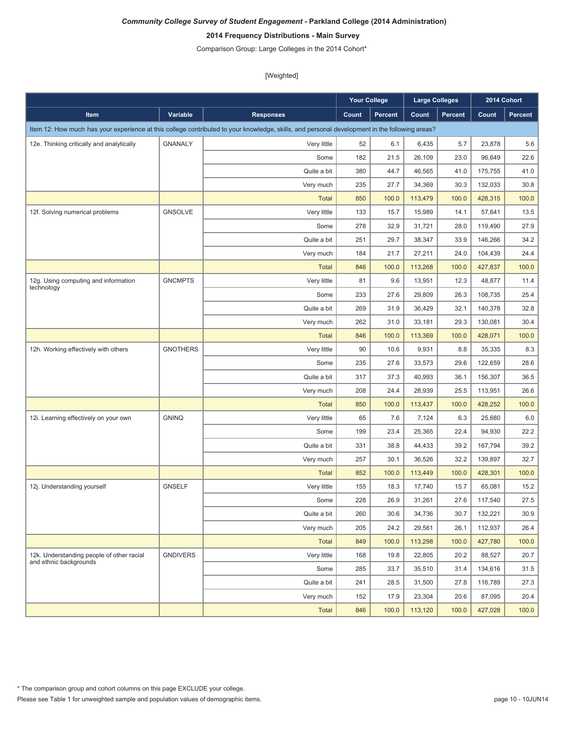*Community College Survey of Student Engagement* **- Parkland College (2014 Administration)**

**2014 Frequency Distributions - Main Survey**

Comparison Group: Large Colleges in the 2014 Cohort*

[Weighted]

| | | | Your College | | Large Colleges | | 2014 Cohort | |
|---|---|---|---|---|---|---|---|---|
| **Item** | **Variable** | **Responses** | **Count** | **Percent** | **Count** | **Percent** | **Count** | **Percent** |
| Item 12: How much has your experience at this college contributed to your knowledge, skills, and personal development in the following areas? | | | | | | | | |
| 12e. Thinking critically and analytically | GNANALY | Very little | 52 | 6.1 | 6,435 | 5.7 | 23,878 | 5.6 |
| | | Some | 182 | 21.5 | 26,109 | 23.0 | 96,649 | 22.6 |
| | | Quite a bit | 380 | 44.7 | 46,565 | 41.0 | 175,755 | 41.0 |
| | | Very much | 235 | 27.7 | 34,369 | 30.3 | 132,033 | 30.8 |
| | | Total | 850 | 100.0 | 113,479 | 100.0 | 428,315 | 100.0 |
| 12f. Solving numerical problems | GNSOLVE | Very little | 133 | 15.7 | 15,989 | 14.1 | 57,641 | 13.5 |
| | | Some | 278 | 32.9 | 31,721 | 28.0 | 119,490 | 27.9 |
| | | Quite a bit | 251 | 29.7 | 38,347 | 33.9 | 146,266 | 34.2 |
| | | Very much | 184 | 21.7 | 27,211 | 24.0 | 104,439 | 24.4 |
| | | Total | 846 | 100.0 | 113,268 | 100.0 | 427,837 | 100.0 |
| 12g. Using computing and information technology | GNCMPTS | Very little | 81 | 9.6 | 13,951 | 12.3 | 48,877 | 11.4 |
| | | Some | 233 | 27.6 | 29,809 | 26.3 | 108,735 | 25.4 |
| | | Quite a bit | 269 | 31.9 | 36,429 | 32.1 | 140,378 | 32.8 |
| | | Very much | 262 | 31.0 | 33,181 | 29.3 | 130,081 | 30.4 |
| | | Total | 846 | 100.0 | 113,369 | 100.0 | 428,071 | 100.0 |
| 12h. Working effectively with others | GNOTHERS | Very little | 90 | 10.6 | 9,931 | 8.8 | 35,335 | 8.3 |
| | | Some | 235 | 27.6 | 33,573 | 29.6 | 122,659 | 28.6 |
| | | Quite a bit | 317 | 37.3 | 40,993 | 36.1 | 156,307 | 36.5 |
| | | Very much | 208 | 24.4 | 28,939 | 25.5 | 113,951 | 26.6 |
| | | Total | 850 | 100.0 | 113,437 | 100.0 | 428,252 | 100.0 |
| 12i. Learning effectively on your own | GNINQ | Very little | 65 | 7.6 | 7,124 | 6.3 | 25,680 | 6.0 |
| | | Some | 199 | 23.4 | 25,365 | 22.4 | 94,930 | 22.2 |
| | | Quite a bit | 331 | 38.8 | 44,433 | 39.2 | 167,794 | 39.2 |
| | | Very much | 257 | 30.1 | 36,526 | 32.2 | 139,897 | 32.7 |
| | | Total | 852 | 100.0 | 113,449 | 100.0 | 428,301 | 100.0 |
| 12j. Understanding yourself | GNSELF | Very little | 155 | 18.3 | 17,740 | 15.7 | 65,081 | 15.2 |
| | | Some | 228 | 26.9 | 31,261 | 27.6 | 117,540 | 27.5 |
| | | Quite a bit | 260 | 30.6 | 34,736 | 30.7 | 132,221 | 30.9 |
| | | Very much | 205 | 24.2 | 29,561 | 26.1 | 112,937 | 26.4 |
| | | Total | 849 | 100.0 | 113,298 | 100.0 | 427,780 | 100.0 |
| 12k. Understanding people of other racial and ethnic backgrounds | GNDIVERS | Very little | 168 | 19.8 | 22,805 | 20.2 | 88,527 | 20.7 |
| | | Some | 285 | 33.7 | 35,510 | 31.4 | 134,616 | 31.5 |
| | | Quite a bit | 241 | 28.5 | 31,500 | 27.8 | 116,789 | 27.3 |
| | | Very much | 152 | 17.9 | 23,304 | 20.6 | 87,095 | 20.4 |
| | | Total | 846 | 100.0 | 113,120 | 100.0 | 427,028 | 100.0 |

* The comparison group and cohort columns on this page EXCLUDE your college.

Please see Table 1 for unweighted sample and population values of demographic items.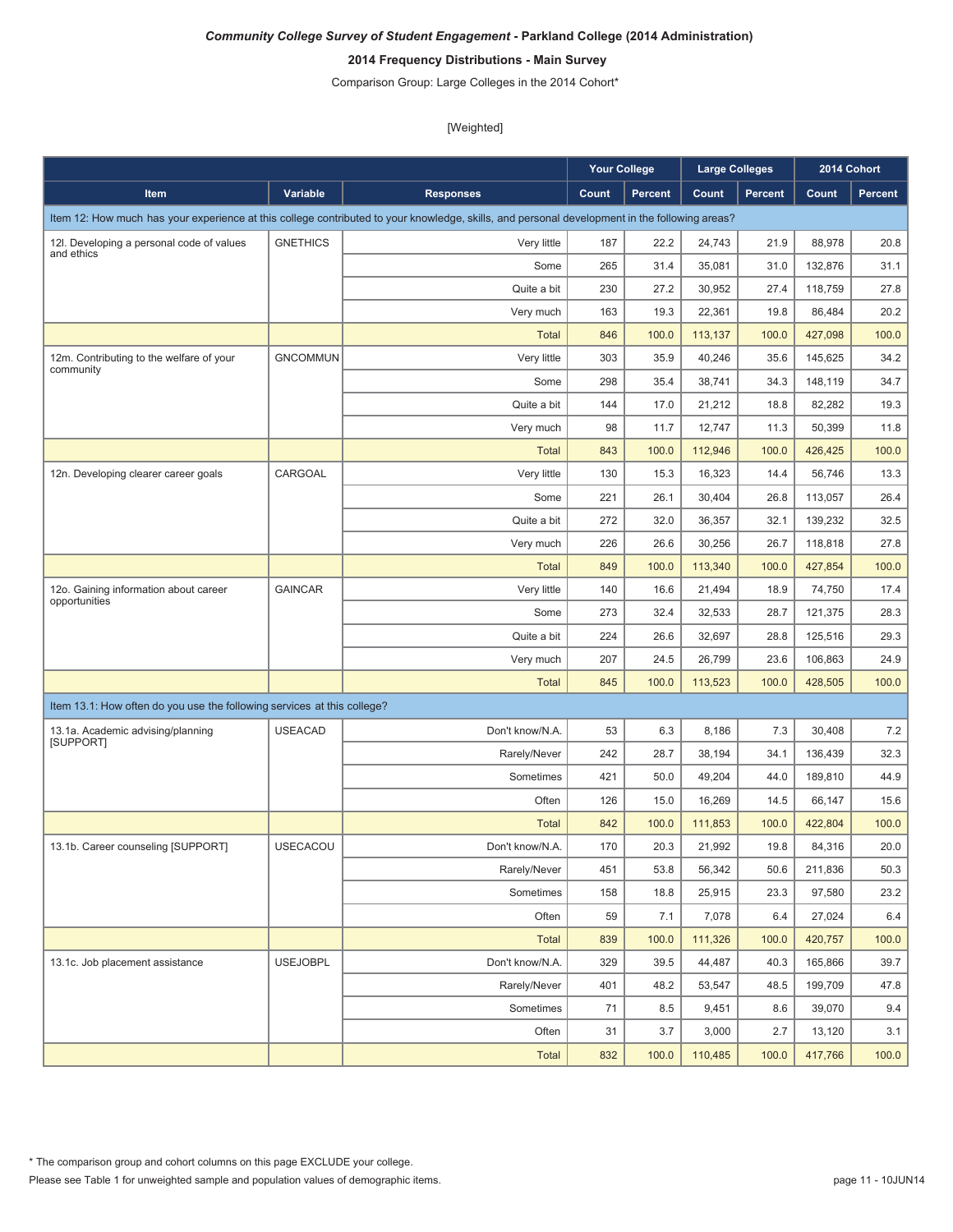***Community College Survey of Student Engagement* - Parkland College (2014 Administration)**

**2014 Frequency Distributions - Main Survey**

Comparison Group: Large Colleges in the 2014 Cohort*

[Weighted]

| Item | Variable | Responses | Your College | | Large Colleges | | 2014 Cohort | |
|---|---|---|---|---|---|---|---|---|
| | | | Count | Percent | Count | Percent | Count | Percent |
| Item 12: How much has your experience at this college contributed to your knowledge, skills, and personal development in the following areas? | | | | | | | | |
| 12l. Developing a personal code of values and ethics | GNETHICS | Very little | 187 | 22.2 | 24,743 | 21.9 | 88,978 | 20.8 |
| | | Some | 265 | 31.4 | 35,081 | 31.0 | 132,876 | 31.1 |
| | | Quite a bit | 230 | 27.2 | 30,952 | 27.4 | 118,759 | 27.8 |
| | | Very much | 163 | 19.3 | 22,361 | 19.8 | 86,484 | 20.2 |
| | | Total | 846 | 100.0 | 113,137 | 100.0 | 427,098 | 100.0 |
| 12m. Contributing to the welfare of your community | GNCOMMUN | Very little | 303 | 35.9 | 40,246 | 35.6 | 145,625 | 34.2 |
| | | Some | 298 | 35.4 | 38,741 | 34.3 | 148,119 | 34.7 |
| | | Quite a bit | 144 | 17.0 | 21,212 | 18.8 | 82,282 | 19.3 |
| | | Very much | 98 | 11.7 | 12,747 | 11.3 | 50,399 | 11.8 |
| | | Total | 843 | 100.0 | 112,946 | 100.0 | 426,425 | 100.0 |
| 12n. Developing clearer career goals | CARGOAL | Very little | 130 | 15.3 | 16,323 | 14.4 | 56,746 | 13.3 |
| | | Some | 221 | 26.1 | 30,404 | 26.8 | 113,057 | 26.4 |
| | | Quite a bit | 272 | 32.0 | 36,357 | 32.1 | 139,232 | 32.5 |
| | | Very much | 226 | 26.6 | 30,256 | 26.7 | 118,818 | 27.8 |
| | | Total | 849 | 100.0 | 113,340 | 100.0 | 427,854 | 100.0 |
| 12o. Gaining information about career opportunities | GAINCAR | Very little | 140 | 16.6 | 21,494 | 18.9 | 74,750 | 17.4 |
| | | Some | 273 | 32.4 | 32,533 | 28.7 | 121,375 | 28.3 |
| | | Quite a bit | 224 | 26.6 | 32,697 | 28.8 | 125,516 | 29.3 |
| | | Very much | 207 | 24.5 | 26,799 | 23.6 | 106,863 | 24.9 |
| | | Total | 845 | 100.0 | 113,523 | 100.0 | 428,505 | 100.0 |
| Item 13.1: How often do you use the following services at this college? | | | | | | | | |
| 13.1a. Academic advising/planning [SUPPORT] | USEACAD | Don't know/N.A. | 53 | 6.3 | 8,186 | 7.3 | 30,408 | 7.2 |
| | | Rarely/Never | 242 | 28.7 | 38,194 | 34.1 | 136,439 | 32.3 |
| | | Sometimes | 421 | 50.0 | 49,204 | 44.0 | 189,810 | 44.9 |
| | | Often | 126 | 15.0 | 16,269 | 14.5 | 66,147 | 15.6 |
| | | Total | 842 | 100.0 | 111,853 | 100.0 | 422,804 | 100.0 |
| 13.1b. Career counseling [SUPPORT] | USECACOU | Don't know/N.A. | 170 | 20.3 | 21,992 | 19.8 | 84,316 | 20.0 |
| | | Rarely/Never | 451 | 53.8 | 56,342 | 50.6 | 211,836 | 50.3 |
| | | Sometimes | 158 | 18.8 | 25,915 | 23.3 | 97,580 | 23.2 |
| | | Often | 59 | 7.1 | 7,078 | 6.4 | 27,024 | 6.4 |
| | | Total | 839 | 100.0 | 111,326 | 100.0 | 420,757 | 100.0 |
| 13.1c. Job placement assistance | USEJOBPL | Don't know/N.A. | 329 | 39.5 | 44,487 | 40.3 | 165,866 | 39.7 |
| | | Rarely/Never | 401 | 48.2 | 53,547 | 48.5 | 199,709 | 47.8 |
| | | Sometimes | 71 | 8.5 | 9,451 | 8.6 | 39,070 | 9.4 |
| | | Often | 31 | 3.7 | 3,000 | 2.7 | 13,120 | 3.1 |
| | | Total | 832 | 100.0 | 110,485 | 100.0 | 417,766 | 100.0 |

* The comparison group and cohort columns on this page EXCLUDE your college.

Please see Table 1 for unweighted sample and population values of demographic items.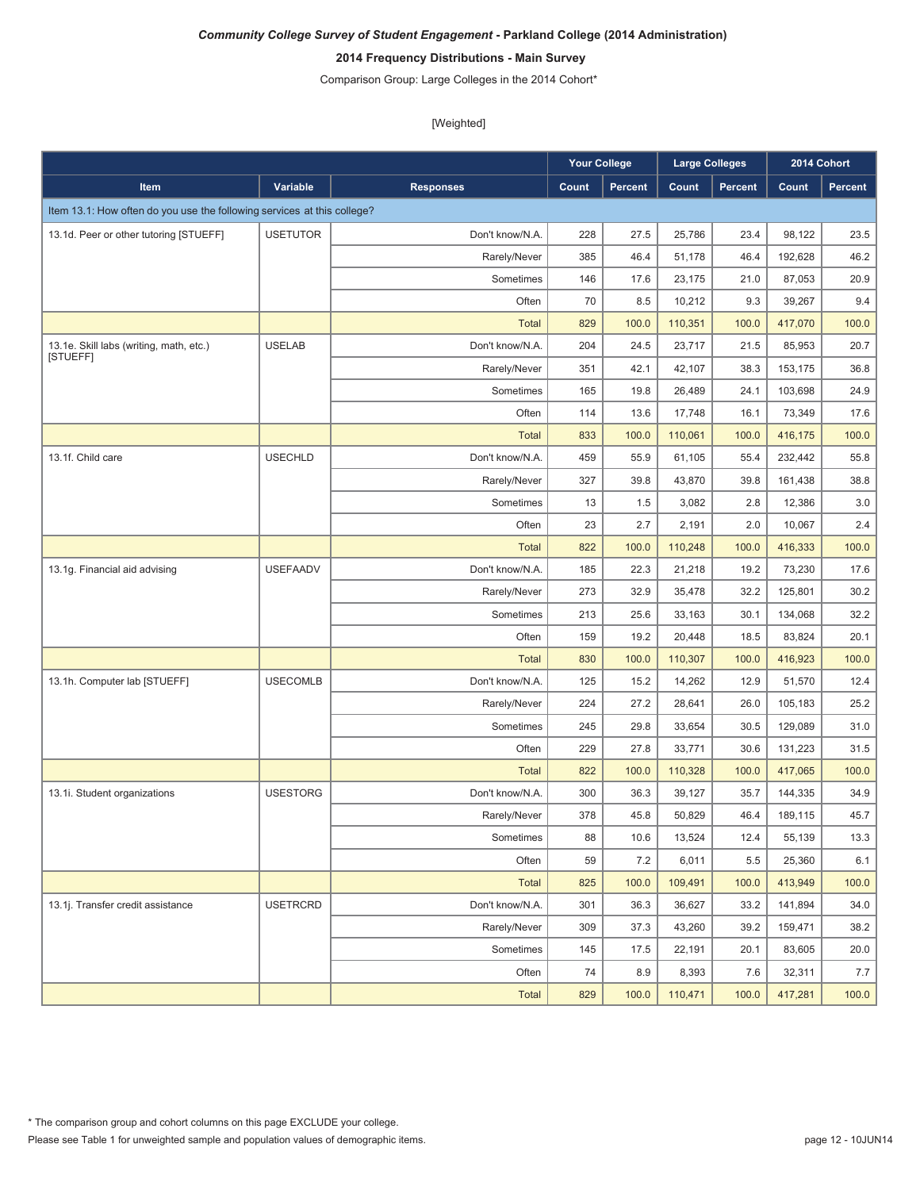***Community College Survey of Student Engagement* - Parkland College (2014 Administration)**

**2014 Frequency Distributions - Main Survey**

Comparison Group: Large Colleges in the 2014 Cohort*

[Weighted]

| | | | Your College | | Large Colleges | | 2014 Cohort | |
|---|---|---|---|---|---|---|---|---|
| **Item** | **Variable** | **Responses** | **Count** | **Percent** | **Count** | **Percent** | **Count** | **Percent** |
| Item 13.1: How often do you use the following services at this college? | | | | | | | | |
| 13.1d. Peer or other tutoring [STUEFF] | USETUTOR | Don't know/N.A. | 228 | 27.5 | 25,786 | 23.4 | 98,122 | 23.5 |
| | | Rarely/Never | 385 | 46.4 | 51,178 | 46.4 | 192,628 | 46.2 |
| | | Sometimes | 146 | 17.6 | 23,175 | 21.0 | 87,053 | 20.9 |
| | | Often | 70 | 8.5 | 10,212 | 9.3 | 39,267 | 9.4 |
| | | Total | 829 | 100.0 | 110,351 | 100.0 | 417,070 | 100.0 |
| 13.1e. Skill labs (writing, math, etc.) [STUEFF] | USELAB | Don't know/N.A. | 204 | 24.5 | 23,717 | 21.5 | 85,953 | 20.7 |
| | | Rarely/Never | 351 | 42.1 | 42,107 | 38.3 | 153,175 | 36.8 |
| | | Sometimes | 165 | 19.8 | 26,489 | 24.1 | 103,698 | 24.9 |
| | | Often | 114 | 13.6 | 17,748 | 16.1 | 73,349 | 17.6 |
| | | Total | 833 | 100.0 | 110,061 | 100.0 | 416,175 | 100.0 |
| 13.1f. Child care | USECHLD | Don't know/N.A. | 459 | 55.9 | 61,105 | 55.4 | 232,442 | 55.8 |
| | | Rarely/Never | 327 | 39.8 | 43,870 | 39.8 | 161,438 | 38.8 |
| | | Sometimes | 13 | 1.5 | 3,082 | 2.8 | 12,386 | 3.0 |
| | | Often | 23 | 2.7 | 2,191 | 2.0 | 10,067 | 2.4 |
| | | Total | 822 | 100.0 | 110,248 | 100.0 | 416,333 | 100.0 |
| 13.1g. Financial aid advising | USEFAADV | Don't know/N.A. | 185 | 22.3 | 21,218 | 19.2 | 73,230 | 17.6 |
| | | Rarely/Never | 273 | 32.9 | 35,478 | 32.2 | 125,801 | 30.2 |
| | | Sometimes | 213 | 25.6 | 33,163 | 30.1 | 134,068 | 32.2 |
| | | Often | 159 | 19.2 | 20,448 | 18.5 | 83,824 | 20.1 |
| | | Total | 830 | 100.0 | 110,307 | 100.0 | 416,923 | 100.0 |
| 13.1h. Computer lab [STUEFF] | USECOMLB | Don't know/N.A. | 125 | 15.2 | 14,262 | 12.9 | 51,570 | 12.4 |
| | | Rarely/Never | 224 | 27.2 | 28,641 | 26.0 | 105,183 | 25.2 |
| | | Sometimes | 245 | 29.8 | 33,654 | 30.5 | 129,089 | 31.0 |
| | | Often | 229 | 27.8 | 33,771 | 30.6 | 131,223 | 31.5 |
| | | Total | 822 | 100.0 | 110,328 | 100.0 | 417,065 | 100.0 |
| 13.1i. Student organizations | USESTORG | Don't know/N.A. | 300 | 36.3 | 39,127 | 35.7 | 144,335 | 34.9 |
| | | Rarely/Never | 378 | 45.8 | 50,829 | 46.4 | 189,115 | 45.7 |
| | | Sometimes | 88 | 10.6 | 13,524 | 12.4 | 55,139 | 13.3 |
| | | Often | 59 | 7.2 | 6,011 | 5.5 | 25,360 | 6.1 |
| | | Total | 825 | 100.0 | 109,491 | 100.0 | 413,949 | 100.0 |
| 13.1j. Transfer credit assistance | USETRCRD | Don't know/N.A. | 301 | 36.3 | 36,627 | 33.2 | 141,894 | 34.0 |
| | | Rarely/Never | 309 | 37.3 | 43,260 | 39.2 | 159,471 | 38.2 |
| | | Sometimes | 145 | 17.5 | 22,191 | 20.1 | 83,605 | 20.0 |
| | | Often | 74 | 8.9 | 8,393 | 7.6 | 32,311 | 7.7 |
| | | Total | 829 | 100.0 | 110,471 | 100.0 | 417,281 | 100.0 |

* The comparison group and cohort columns on this page EXCLUDE your college.

Please see Table 1 for unweighted sample and population values of demographic items.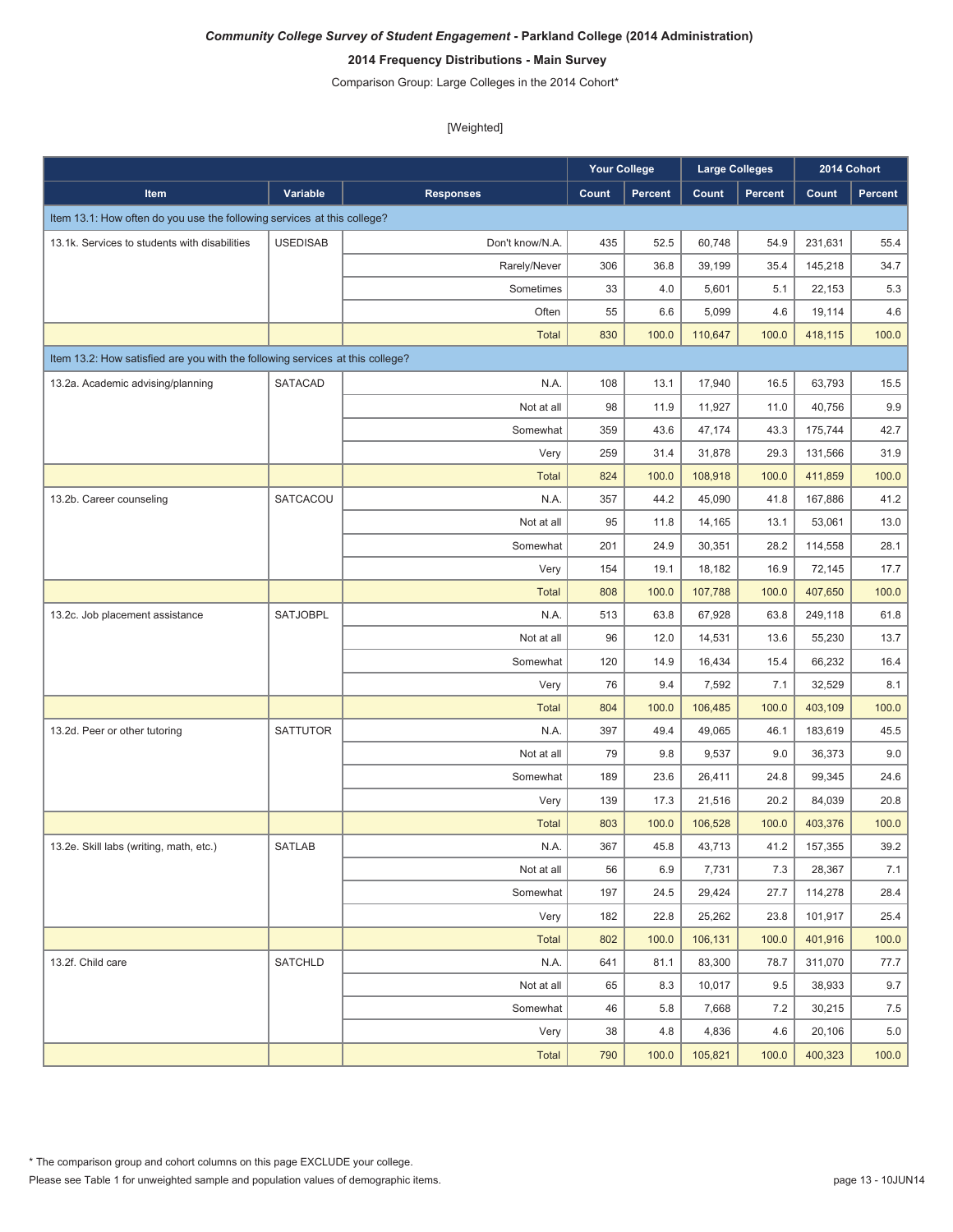***Community College Survey of Student Engagement* - Parkland College (2014 Administration)**

**2014 Frequency Distributions - Main Survey**

Comparison Group: Large Colleges in the 2014 Cohort*

[Weighted]

| | | | Your College | | Large Colleges | | 2014 Cohort | |
|---|---|---|---|---|---|---|---|---|
| **Item** | **Variable** | **Responses** | **Count** | **Percent** | **Count** | **Percent** | **Count** | **Percent** |
| Item 13.1: How often do you use the following services at this college? | | | | | | | | |
| 13.1k. Services to students with disabilities | USEDISAB | Don't know/N.A. | 435 | 52.5 | 60,748 | 54.9 | 231,631 | 55.4 |
| | | Rarely/Never | 306 | 36.8 | 39,199 | 35.4 | 145,218 | 34.7 |
| | | Sometimes | 33 | 4.0 | 5,601 | 5.1 | 22,153 | 5.3 |
| | | Often | 55 | 6.6 | 5,099 | 4.6 | 19,114 | 4.6 |
| | | Total | 830 | 100.0 | 110,647 | 100.0 | 418,115 | 100.0 |
| Item 13.2: How satisfied are you with the following services at this college? | | | | | | | | |
| 13.2a. Academic advising/planning | SATACAD | N.A. | 108 | 13.1 | 17,940 | 16.5 | 63,793 | 15.5 |
| | | Not at all | 98 | 11.9 | 11,927 | 11.0 | 40,756 | 9.9 |
| | | Somewhat | 359 | 43.6 | 47,174 | 43.3 | 175,744 | 42.7 |
| | | Very | 259 | 31.4 | 31,878 | 29.3 | 131,566 | 31.9 |
| | | Total | 824 | 100.0 | 108,918 | 100.0 | 411,859 | 100.0 |
| 13.2b. Career counseling | SATCACOU | N.A. | 357 | 44.2 | 45,090 | 41.8 | 167,886 | 41.2 |
| | | Not at all | 95 | 11.8 | 14,165 | 13.1 | 53,061 | 13.0 |
| | | Somewhat | 201 | 24.9 | 30,351 | 28.2 | 114,558 | 28.1 |
| | | Very | 154 | 19.1 | 18,182 | 16.9 | 72,145 | 17.7 |
| | | Total | 808 | 100.0 | 107,788 | 100.0 | 407,650 | 100.0 |
| 13.2c. Job placement assistance | SATJOBPL | N.A. | 513 | 63.8 | 67,928 | 63.8 | 249,118 | 61.8 |
| | | Not at all | 96 | 12.0 | 14,531 | 13.6 | 55,230 | 13.7 |
| | | Somewhat | 120 | 14.9 | 16,434 | 15.4 | 66,232 | 16.4 |
| | | Very | 76 | 9.4 | 7,592 | 7.1 | 32,529 | 8.1 |
| | | Total | 804 | 100.0 | 106,485 | 100.0 | 403,109 | 100.0 |
| 13.2d. Peer or other tutoring | SATTUTOR | N.A. | 397 | 49.4 | 49,065 | 46.1 | 183,619 | 45.5 |
| | | Not at all | 79 | 9.8 | 9,537 | 9.0 | 36,373 | 9.0 |
| | | Somewhat | 189 | 23.6 | 26,411 | 24.8 | 99,345 | 24.6 |
| | | Very | 139 | 17.3 | 21,516 | 20.2 | 84,039 | 20.8 |
| | | Total | 803 | 100.0 | 106,528 | 100.0 | 403,376 | 100.0 |
| 13.2e. Skill labs (writing, math, etc.) | SATLAB | N.A. | 367 | 45.8 | 43,713 | 41.2 | 157,355 | 39.2 |
| | | Not at all | 56 | 6.9 | 7,731 | 7.3 | 28,367 | 7.1 |
| | | Somewhat | 197 | 24.5 | 29,424 | 27.7 | 114,278 | 28.4 |
| | | Very | 182 | 22.8 | 25,262 | 23.8 | 101,917 | 25.4 |
| | | Total | 802 | 100.0 | 106,131 | 100.0 | 401,916 | 100.0 |
| 13.2f. Child care | SATCHLD | N.A. | 641 | 81.1 | 83,300 | 78.7 | 311,070 | 77.7 |
| | | Not at all | 65 | 8.3 | 10,017 | 9.5 | 38,933 | 9.7 |
| | | Somewhat | 46 | 5.8 | 7,668 | 7.2 | 30,215 | 7.5 |
| | | Very | 38 | 4.8 | 4,836 | 4.6 | 20,106 | 5.0 |
| | | Total | 790 | 100.0 | 105,821 | 100.0 | 400,323 | 100.0 |

* The comparison group and cohort columns on this page EXCLUDE your college.

Please see Table 1 for unweighted sample and population values of demographic items.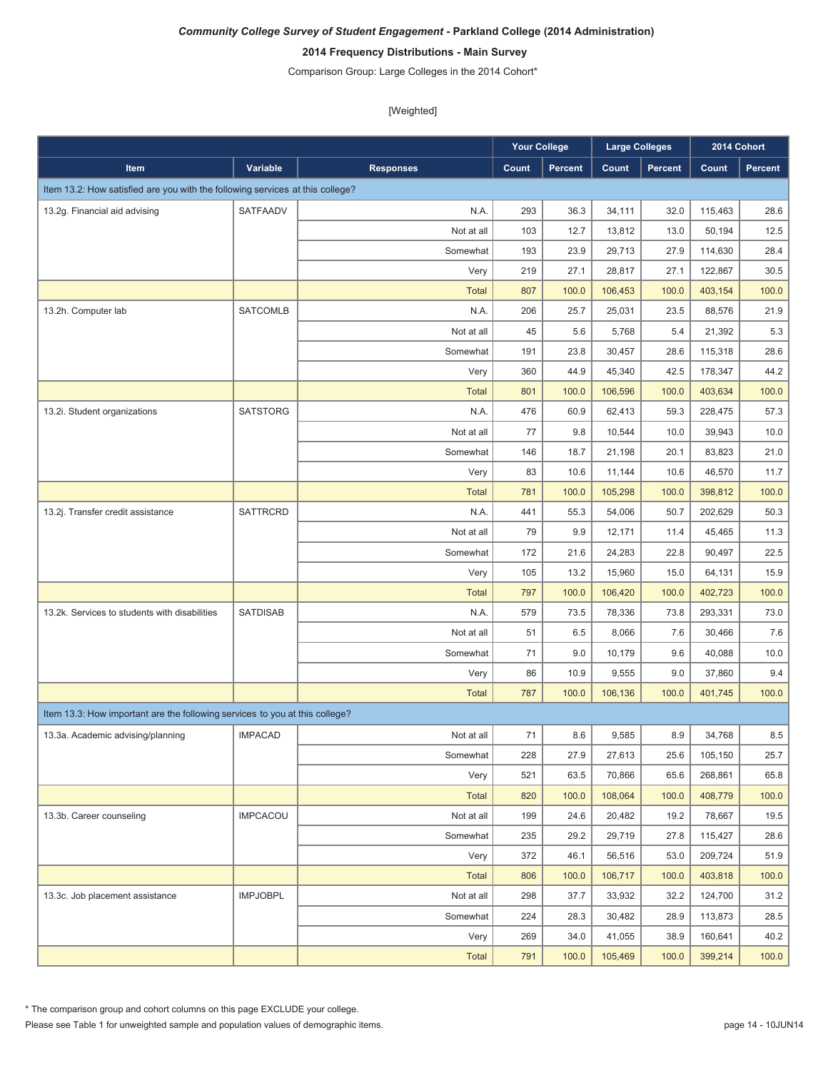***Community College Survey of Student Engagement* - Parkland College (2014 Administration)**

**2014 Frequency Distributions - Main Survey**

Comparison Group: Large Colleges in the 2014 Cohort*

[Weighted]

| | | | Your College | | Large Colleges | | 2014 Cohort | |
|---|---|---|---|---|---|---|---|---|
| Item | Variable | Responses | Count | Percent | Count | Percent | Count | Percent |
| Item 13.2: How satisfied are you with the following services at this college? | | | | | | | | |
| 13.2g. Financial aid advising | SATFAADV | N.A. | 293 | 36.3 | 34,111 | 32.0 | 115,463 | 28.6 |
| | | Not at all | 103 | 12.7 | 13,812 | 13.0 | 50,194 | 12.5 |
| | | Somewhat | 193 | 23.9 | 29,713 | 27.9 | 114,630 | 28.4 |
| | | Very | 219 | 27.1 | 28,817 | 27.1 | 122,867 | 30.5 |
| | | Total | 807 | 100.0 | 106,453 | 100.0 | 403,154 | 100.0 |
| 13.2h. Computer lab | SATCOMLB | N.A. | 206 | 25.7 | 25,031 | 23.5 | 88,576 | 21.9 |
| | | Not at all | 45 | 5.6 | 5,768 | 5.4 | 21,392 | 5.3 |
| | | Somewhat | 191 | 23.8 | 30,457 | 28.6 | 115,318 | 28.6 |
| | | Very | 360 | 44.9 | 45,340 | 42.5 | 178,347 | 44.2 |
| | | Total | 801 | 100.0 | 106,596 | 100.0 | 403,634 | 100.0 |
| 13.2i. Student organizations | SATSTORG | N.A. | 476 | 60.9 | 62,413 | 59.3 | 228,475 | 57.3 |
| | | Not at all | 77 | 9.8 | 10,544 | 10.0 | 39,943 | 10.0 |
| | | Somewhat | 146 | 18.7 | 21,198 | 20.1 | 83,823 | 21.0 |
| | | Very | 83 | 10.6 | 11,144 | 10.6 | 46,570 | 11.7 |
| | | Total | 781 | 100.0 | 105,298 | 100.0 | 398,812 | 100.0 |
| 13.2j. Transfer credit assistance | SATTRCRD | N.A. | 441 | 55.3 | 54,006 | 50.7 | 202,629 | 50.3 |
| | | Not at all | 79 | 9.9 | 12,171 | 11.4 | 45,465 | 11.3 |
| | | Somewhat | 172 | 21.6 | 24,283 | 22.8 | 90,497 | 22.5 |
| | | Very | 105 | 13.2 | 15,960 | 15.0 | 64,131 | 15.9 |
| | | Total | 797 | 100.0 | 106,420 | 100.0 | 402,723 | 100.0 |
| 13.2k. Services to students with disabilities | SATDISAB | N.A. | 579 | 73.5 | 78,336 | 73.8 | 293,331 | 73.0 |
| | | Not at all | 51 | 6.5 | 8,066 | 7.6 | 30,466 | 7.6 |
| | | Somewhat | 71 | 9.0 | 10,179 | 9.6 | 40,088 | 10.0 |
| | | Very | 86 | 10.9 | 9,555 | 9.0 | 37,860 | 9.4 |
| | | Total | 787 | 100.0 | 106,136 | 100.0 | 401,745 | 100.0 |
| Item 13.3: How important are the following services to you at this college? | | | | | | | | |
| 13.3a. Academic advising/planning | IMPACAD | Not at all | 71 | 8.6 | 9,585 | 8.9 | 34,768 | 8.5 |
| | | Somewhat | 228 | 27.9 | 27,613 | 25.6 | 105,150 | 25.7 |
| | | Very | 521 | 63.5 | 70,866 | 65.6 | 268,861 | 65.8 |
| | | Total | 820 | 100.0 | 108,064 | 100.0 | 408,779 | 100.0 |
| 13.3b. Career counseling | IMPCACOU | Not at all | 199 | 24.6 | 20,482 | 19.2 | 78,667 | 19.5 |
| | | Somewhat | 235 | 29.2 | 29,719 | 27.8 | 115,427 | 28.6 |
| | | Very | 372 | 46.1 | 56,516 | 53.0 | 209,724 | 51.9 |
| | | Total | 806 | 100.0 | 106,717 | 100.0 | 403,818 | 100.0 |
| 13.3c. Job placement assistance | IMPJOBPL | Not at all | 298 | 37.7 | 33,932 | 32.2 | 124,700 | 31.2 |
| | | Somewhat | 224 | 28.3 | 30,482 | 28.9 | 113,873 | 28.5 |
| | | Very | 269 | 34.0 | 41,055 | 38.9 | 160,641 | 40.2 |
| | | Total | 791 | 100.0 | 105,469 | 100.0 | 399,214 | 100.0 |

* The comparison group and cohort columns on this page EXCLUDE your college.

Please see Table 1 for unweighted sample and population values of demographic items.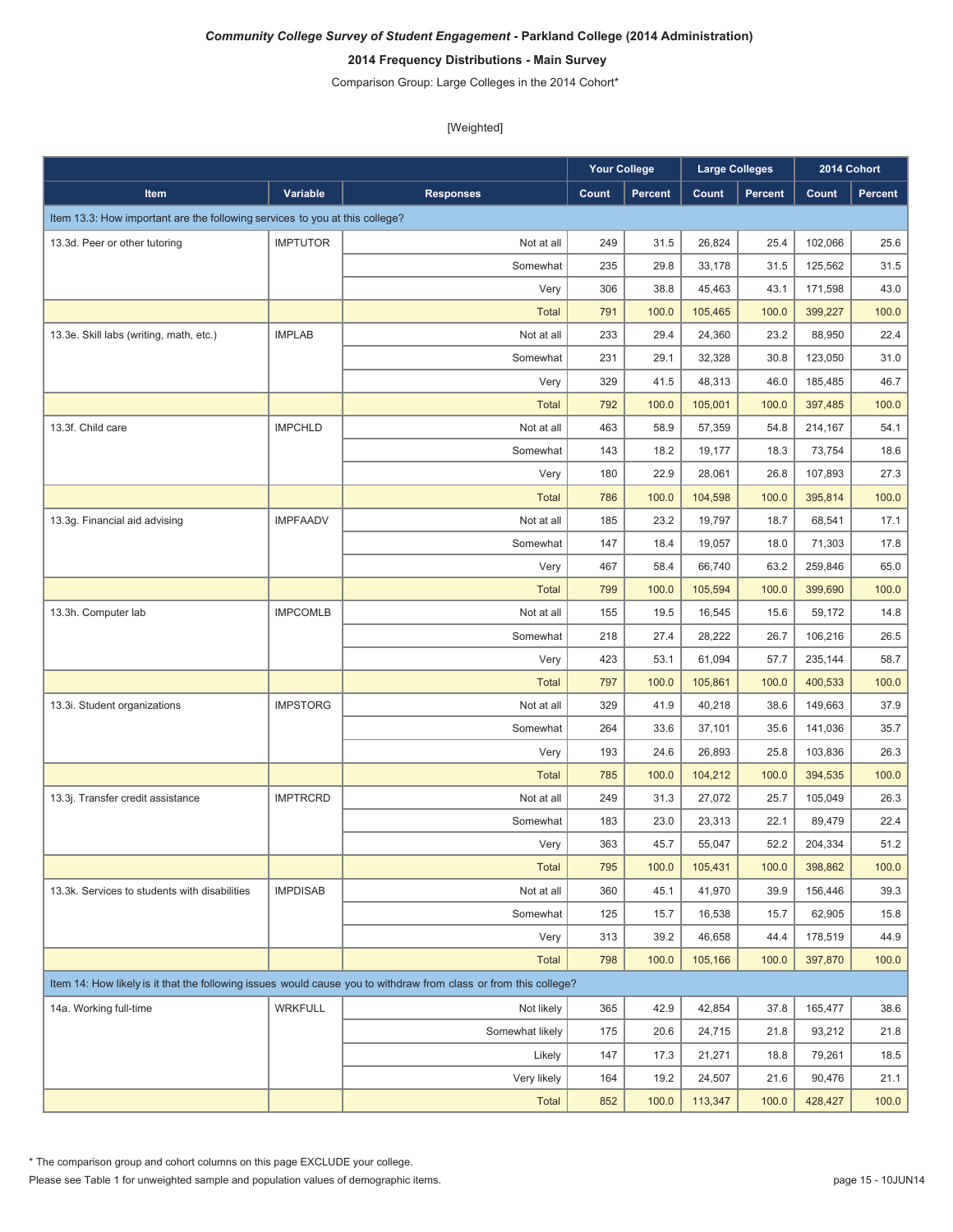*Community College Survey of Student Engagement* **- Parkland College (2014 Administration)**

**2014 Frequency Distributions - Main Survey**

Comparison Group: Large Colleges in the 2014 Cohort*

[Weighted]

| | | | Your College | | Large Colleges | | 2014 Cohort | |
|---|---|---|---|---|---|---|---|---|
| Item | Variable | Responses | Count | Percent | Count | Percent | Count | Percent |
| Item 13.3: How important are the following services to you at this college? | | | | | | | | |
| 13.3d. Peer or other tutoring | IMPTUTOR | Not at all | 249 | 31.5 | 26,824 | 25.4 | 102,066 | 25.6 |
| | | Somewhat | 235 | 29.8 | 33,178 | 31.5 | 125,562 | 31.5 |
| | | Very | 306 | 38.8 | 45,463 | 43.1 | 171,598 | 43.0 |
| | | Total | 791 | 100.0 | 105,465 | 100.0 | 399,227 | 100.0 |
| 13.3e. Skill labs (writing, math, etc.) | IMPLAB | Not at all | 233 | 29.4 | 24,360 | 23.2 | 88,950 | 22.4 |
| | | Somewhat | 231 | 29.1 | 32,328 | 30.8 | 123,050 | 31.0 |
| | | Very | 329 | 41.5 | 48,313 | 46.0 | 185,485 | 46.7 |
| | | Total | 792 | 100.0 | 105,001 | 100.0 | 397,485 | 100.0 |
| 13.3f. Child care | IMPCHLD | Not at all | 463 | 58.9 | 57,359 | 54.8 | 214,167 | 54.1 |
| | | Somewhat | 143 | 18.2 | 19,177 | 18.3 | 73,754 | 18.6 |
| | | Very | 180 | 22.9 | 28,061 | 26.8 | 107,893 | 27.3 |
| | | Total | 786 | 100.0 | 104,598 | 100.0 | 395,814 | 100.0 |
| 13.3g. Financial aid advising | IMPFAADV | Not at all | 185 | 23.2 | 19,797 | 18.7 | 68,541 | 17.1 |
| | | Somewhat | 147 | 18.4 | 19,057 | 18.0 | 71,303 | 17.8 |
| | | Very | 467 | 58.4 | 66,740 | 63.2 | 259,846 | 65.0 |
| | | Total | 799 | 100.0 | 105,594 | 100.0 | 399,690 | 100.0 |
| 13.3h. Computer lab | IMPCOMLB | Not at all | 155 | 19.5 | 16,545 | 15.6 | 59,172 | 14.8 |
| | | Somewhat | 218 | 27.4 | 28,222 | 26.7 | 106,216 | 26.5 |
| | | Very | 423 | 53.1 | 61,094 | 57.7 | 235,144 | 58.7 |
| | | Total | 797 | 100.0 | 105,861 | 100.0 | 400,533 | 100.0 |
| 13.3i. Student organizations | IMPSTORG | Not at all | 329 | 41.9 | 40,218 | 38.6 | 149,663 | 37.9 |
| | | Somewhat | 264 | 33.6 | 37,101 | 35.6 | 141,036 | 35.7 |
| | | Very | 193 | 24.6 | 26,893 | 25.8 | 103,836 | 26.3 |
| | | Total | 785 | 100.0 | 104,212 | 100.0 | 394,535 | 100.0 |
| 13.3j. Transfer credit assistance | IMPTRCRD | Not at all | 249 | 31.3 | 27,072 | 25.7 | 105,049 | 26.3 |
| | | Somewhat | 183 | 23.0 | 23,313 | 22.1 | 89,479 | 22.4 |
| | | Very | 363 | 45.7 | 55,047 | 52.2 | 204,334 | 51.2 |
| | | Total | 795 | 100.0 | 105,431 | 100.0 | 398,862 | 100.0 |
| 13.3k. Services to students with disabilities | IMPDISAB | Not at all | 360 | 45.1 | 41,970 | 39.9 | 156,446 | 39.3 |
| | | Somewhat | 125 | 15.7 | 16,538 | 15.7 | 62,905 | 15.8 |
| | | Very | 313 | 39.2 | 46,658 | 44.4 | 178,519 | 44.9 |
| | | Total | 798 | 100.0 | 105,166 | 100.0 | 397,870 | 100.0 |
| Item 14: How likely is it that the following issues would cause you to withdraw from class or from this college? | | | | | | | | |
| 14a. Working full-time | WRKFULL | Not likely | 365 | 42.9 | 42,854 | 37.8 | 165,477 | 38.6 |
| | | Somewhat likely | 175 | 20.6 | 24,715 | 21.8 | 93,212 | 21.8 |
| | | Likely | 147 | 17.3 | 21,271 | 18.8 | 79,261 | 18.5 |
| | | Very likely | 164 | 19.2 | 24,507 | 21.6 | 90,476 | 21.1 |
| | | Total | 852 | 100.0 | 113,347 | 100.0 | 428,427 | 100.0 |

* The comparison group and cohort columns on this page EXCLUDE your college.

Please see Table 1 for unweighted sample and population values of demographic items.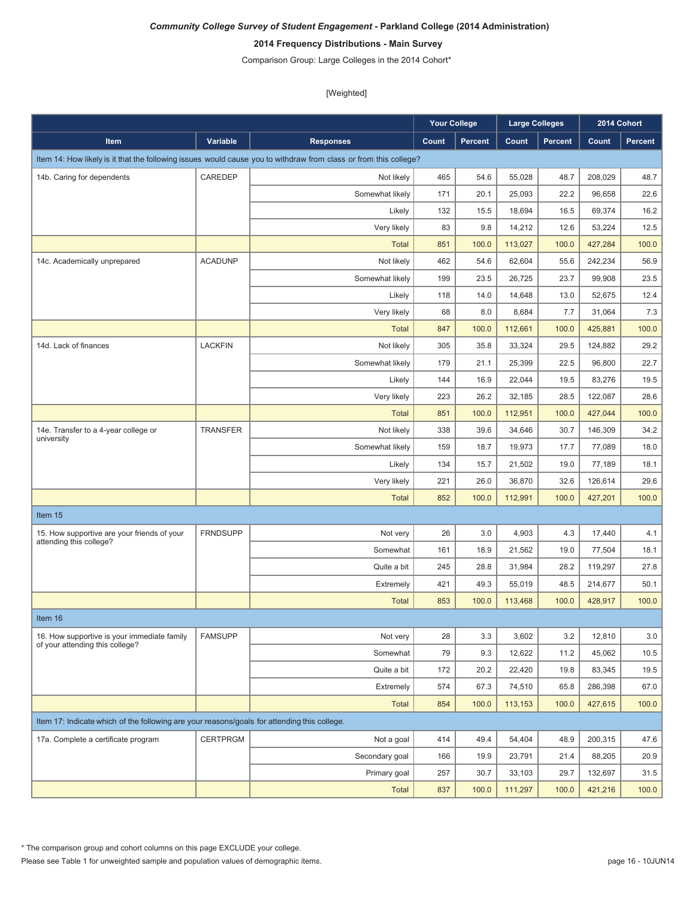***Community College Survey of Student Engagement* - Parkland College (2014 Administration)**

**2014 Frequency Distributions - Main Survey**

Comparison Group: Large Colleges in the 2014 Cohort*

[Weighted]

| | | | Your College | | Large Colleges | | 2014 Cohort | |
|---|---|---|---|---|---|---|---|---|
| **Item** | **Variable** | **Responses** | **Count** | **Percent** | **Count** | **Percent** | **Count** | **Percent** |
| Item 14: How likely is it that the following issues would cause you to withdraw from class or from this college? | | | | | | | | |
| 14b. Caring for dependents | CAREDEP | Not likely | 465 | 54.6 | 55,028 | 48.7 | 208,029 | 48.7 |
| | | Somewhat likely | 171 | 20.1 | 25,093 | 22.2 | 96,658 | 22.6 |
| | | Likely | 132 | 15.5 | 18,694 | 16.5 | 69,374 | 16.2 |
| | | Very likely | 83 | 9.8 | 14,212 | 12.6 | 53,224 | 12.5 |
| | | Total | 851 | 100.0 | 113,027 | 100.0 | 427,284 | 100.0 |
| 14c. Academically unprepared | ACADUNP | Not likely | 462 | 54.6 | 62,604 | 55.6 | 242,234 | 56.9 |
| | | Somewhat likely | 199 | 23.5 | 26,725 | 23.7 | 99,908 | 23.5 |
| | | Likely | 118 | 14.0 | 14,648 | 13.0 | 52,675 | 12.4 |
| | | Very likely | 68 | 8.0 | 8,684 | 7.7 | 31,064 | 7.3 |
| | | Total | 847 | 100.0 | 112,661 | 100.0 | 425,881 | 100.0 |
| 14d. Lack of finances | LACKFIN | Not likely | 305 | 35.8 | 33,324 | 29.5 | 124,882 | 29.2 |
| | | Somewhat likely | 179 | 21.1 | 25,399 | 22.5 | 96,800 | 22.7 |
| | | Likely | 144 | 16.9 | 22,044 | 19.5 | 83,276 | 19.5 |
| | | Very likely | 223 | 26.2 | 32,185 | 28.5 | 122,087 | 28.6 |
| | | Total | 851 | 100.0 | 112,951 | 100.0 | 427,044 | 100.0 |
| 14e. Transfer to a 4-year college or university | TRANSFER | Not likely | 338 | 39.6 | 34,646 | 30.7 | 146,309 | 34.2 |
| | | Somewhat likely | 159 | 18.7 | 19,973 | 17.7 | 77,089 | 18.0 |
| | | Likely | 134 | 15.7 | 21,502 | 19.0 | 77,189 | 18.1 |
| | | Very likely | 221 | 26.0 | 36,870 | 32.6 | 126,614 | 29.6 |
| | | Total | 852 | 100.0 | 112,991 | 100.0 | 427,201 | 100.0 |
| Item 15 | | | | | | | | |
| 15. How supportive are your friends of your attending this college? | FRNDSUPP | Not very | 26 | 3.0 | 4,903 | 4.3 | 17,440 | 4.1 |
| | | Somewhat | 161 | 18.9 | 21,562 | 19.0 | 77,504 | 18.1 |
| | | Quite a bit | 245 | 28.8 | 31,984 | 28.2 | 119,297 | 27.8 |
| | | Extremely | 421 | 49.3 | 55,019 | 48.5 | 214,677 | 50.1 |
| | | Total | 853 | 100.0 | 113,468 | 100.0 | 428,917 | 100.0 |
| Item 16 | | | | | | | | |
| 16. How supportive is your immediate family of your attending this college? | FAMSUPP | Not very | 28 | 3.3 | 3,602 | 3.2 | 12,810 | 3.0 |
| | | Somewhat | 79 | 9.3 | 12,622 | 11.2 | 45,062 | 10.5 |
| | | Quite a bit | 172 | 20.2 | 22,420 | 19.8 | 83,345 | 19.5 |
| | | Extremely | 574 | 67.3 | 74,510 | 65.8 | 286,398 | 67.0 |
| | | Total | 854 | 100.0 | 113,153 | 100.0 | 427,615 | 100.0 |
| Item 17: Indicate which of the following are your reasons/goals for attending this college. | | | | | | | | |
| 17a. Complete a certificate program | CERTPRGM | Not a goal | 414 | 49.4 | 54,404 | 48.9 | 200,315 | 47.6 |
| | | Secondary goal | 166 | 19.9 | 23,791 | 21.4 | 88,205 | 20.9 |
| | | Primary goal | 257 | 30.7 | 33,103 | 29.7 | 132,697 | 31.5 |
| | | Total | 837 | 100.0 | 111,297 | 100.0 | 421,216 | 100.0 |

* The comparison group and cohort columns on this page EXCLUDE your college.

Please see Table 1 for unweighted sample and population values of demographic items.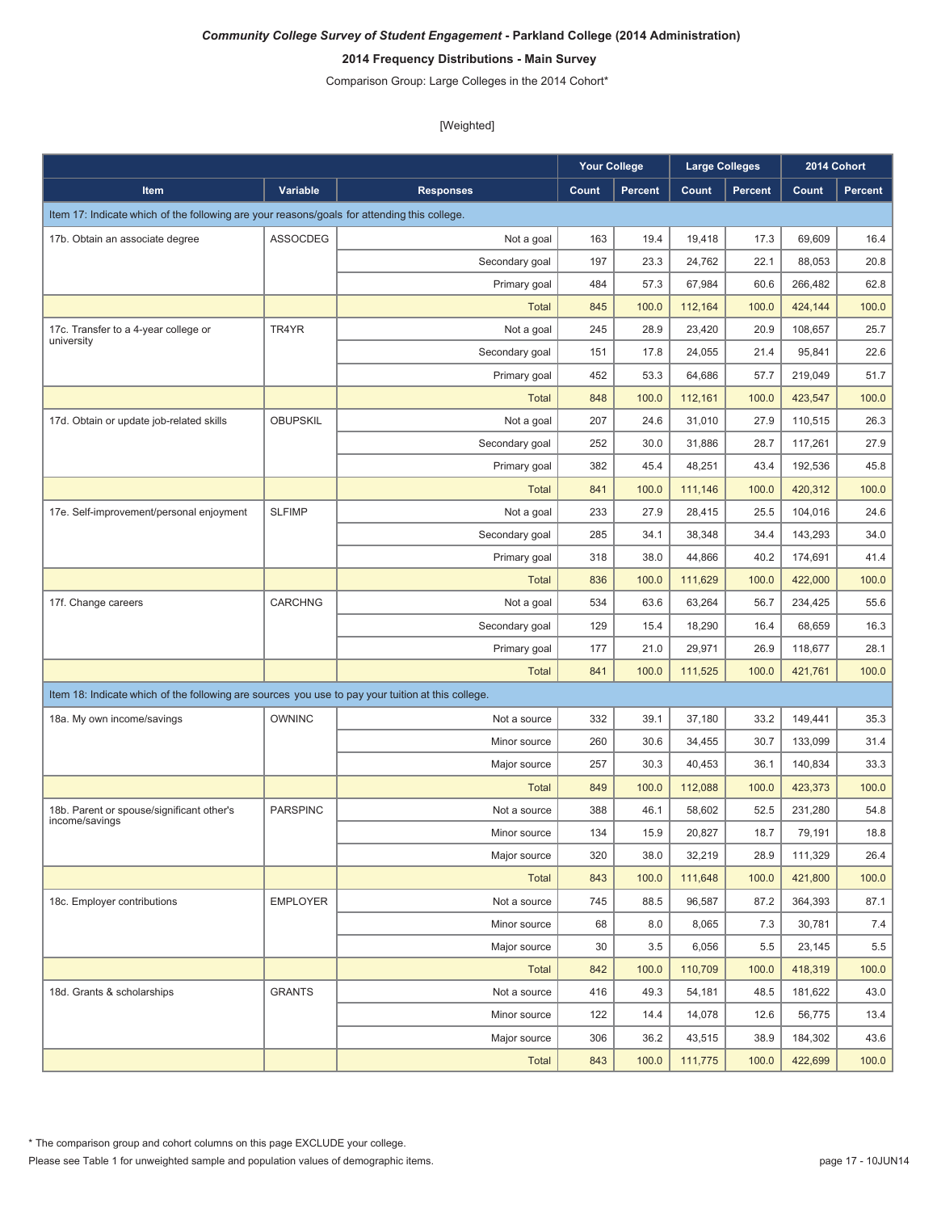***Community College Survey of Student Engagement* - Parkland College (2014 Administration)**

**2014 Frequency Distributions - Main Survey**

Comparison Group: Large Colleges in the 2014 Cohort*

[Weighted]

| Item | Variable | Responses | Your College | | Large Colleges | | 2014 Cohort | |
|---|---|---|---|---|---|---|---|---|
| | | | Count | Percent | Count | Percent | Count | Percent |
| Item 17: Indicate which of the following are your reasons/goals for attending this college. | | | | | | | | |
| 17b. Obtain an associate degree | ASSOCDEG | Not a goal | 163 | 19.4 | 19,418 | 17.3 | 69,609 | 16.4 |
| | | Secondary goal | 197 | 23.3 | 24,762 | 22.1 | 88,053 | 20.8 |
| | | Primary goal | 484 | 57.3 | 67,984 | 60.6 | 266,482 | 62.8 |
| | | Total | 845 | 100.0 | 112,164 | 100.0 | 424,144 | 100.0 |
| 17c. Transfer to a 4-year college or university | TR4YR | Not a goal | 245 | 28.9 | 23,420 | 20.9 | 108,657 | 25.7 |
| | | Secondary goal | 151 | 17.8 | 24,055 | 21.4 | 95,841 | 22.6 |
| | | Primary goal | 452 | 53.3 | 64,686 | 57.7 | 219,049 | 51.7 |
| | | Total | 848 | 100.0 | 112,161 | 100.0 | 423,547 | 100.0 |
| 17d. Obtain or update job-related skills | OBUPSKIL | Not a goal | 207 | 24.6 | 31,010 | 27.9 | 110,515 | 26.3 |
| | | Secondary goal | 252 | 30.0 | 31,886 | 28.7 | 117,261 | 27.9 |
| | | Primary goal | 382 | 45.4 | 48,251 | 43.4 | 192,536 | 45.8 |
| | | Total | 841 | 100.0 | 111,146 | 100.0 | 420,312 | 100.0 |
| 17e. Self-improvement/personal enjoyment | SLFIMP | Not a goal | 233 | 27.9 | 28,415 | 25.5 | 104,016 | 24.6 |
| | | Secondary goal | 285 | 34.1 | 38,348 | 34.4 | 143,293 | 34.0 |
| | | Primary goal | 318 | 38.0 | 44,866 | 40.2 | 174,691 | 41.4 |
| | | Total | 836 | 100.0 | 111,629 | 100.0 | 422,000 | 100.0 |
| 17f. Change careers | CARCHNG | Not a goal | 534 | 63.6 | 63,264 | 56.7 | 234,425 | 55.6 |
| | | Secondary goal | 129 | 15.4 | 18,290 | 16.4 | 68,659 | 16.3 |
| | | Primary goal | 177 | 21.0 | 29,971 | 26.9 | 118,677 | 28.1 |
| | | Total | 841 | 100.0 | 111,525 | 100.0 | 421,761 | 100.0 |
| Item 18: Indicate which of the following are sources you use to pay your tuition at this college. | | | | | | | | |
| 18a. My own income/savings | OWNINC | Not a source | 332 | 39.1 | 37,180 | 33.2 | 149,441 | 35.3 |
| | | Minor source | 260 | 30.6 | 34,455 | 30.7 | 133,099 | 31.4 |
| | | Major source | 257 | 30.3 | 40,453 | 36.1 | 140,834 | 33.3 |
| | | Total | 849 | 100.0 | 112,088 | 100.0 | 423,373 | 100.0 |
| 18b. Parent or spouse/significant other's income/savings | PARSPINC | Not a source | 388 | 46.1 | 58,602 | 52.5 | 231,280 | 54.8 |
| | | Minor source | 134 | 15.9 | 20,827 | 18.7 | 79,191 | 18.8 |
| | | Major source | 320 | 38.0 | 32,219 | 28.9 | 111,329 | 26.4 |
| | | Total | 843 | 100.0 | 111,648 | 100.0 | 421,800 | 100.0 |
| 18c. Employer contributions | EMPLOYER | Not a source | 745 | 88.5 | 96,587 | 87.2 | 364,393 | 87.1 |
| | | Minor source | 68 | 8.0 | 8,065 | 7.3 | 30,781 | 7.4 |
| | | Major source | 30 | 3.5 | 6,056 | 5.5 | 23,145 | 5.5 |
| | | Total | 842 | 100.0 | 110,709 | 100.0 | 418,319 | 100.0 |
| 18d. Grants & scholarships | GRANTS | Not a source | 416 | 49.3 | 54,181 | 48.5 | 181,622 | 43.0 |
| | | Minor source | 122 | 14.4 | 14,078 | 12.6 | 56,775 | 13.4 |
| | | Major source | 306 | 36.2 | 43,515 | 38.9 | 184,302 | 43.6 |
| | | Total | 843 | 100.0 | 111,775 | 100.0 | 422,699 | 100.0 |

* The comparison group and cohort columns on this page EXCLUDE your college.

Please see Table 1 for unweighted sample and population values of demographic items.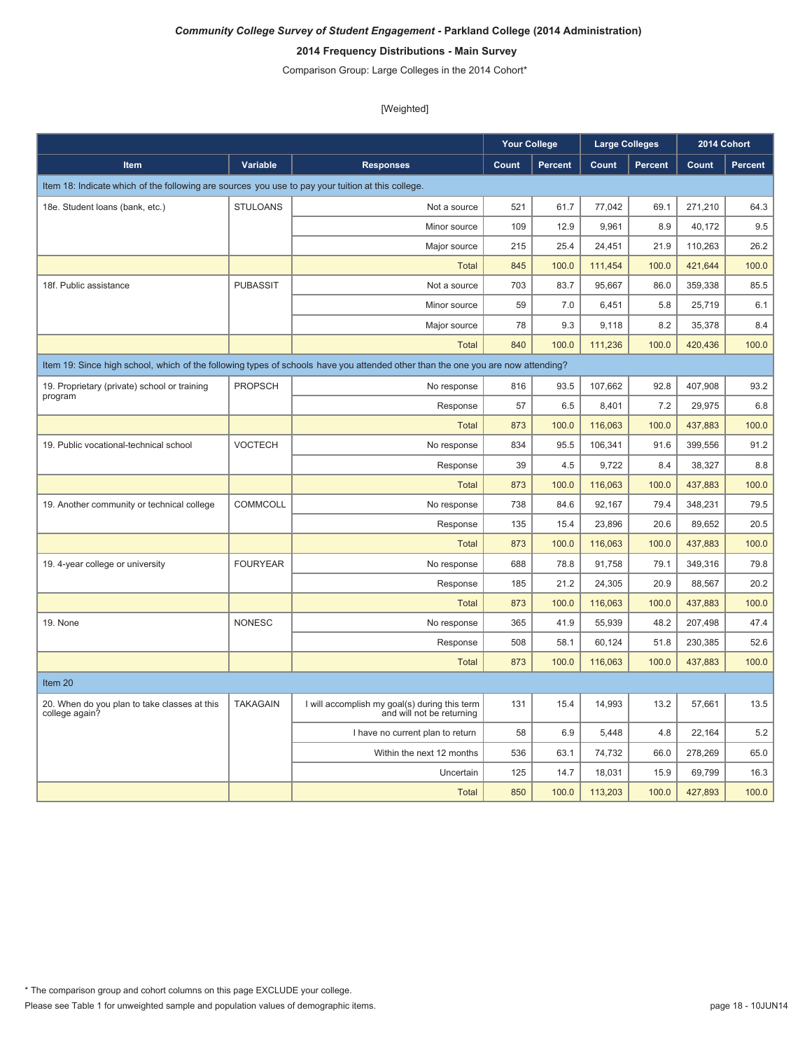***Community College Survey of Student Engagement*** **- Parkland College (2014 Administration)**

**2014 Frequency Distributions - Main Survey**

Comparison Group: Large Colleges in the 2014 Cohort*

[Weighted]

| | | | Your College | | Large Colleges | | 2014 Cohort | |
|---|---|---|---|---|---|---|---|---|
| **Item** | **Variable** | **Responses** | **Count** | **Percent** | **Count** | **Percent** | **Count** | **Percent** |
| Item 18: Indicate which of the following are sources you use to pay your tuition at this college. | | | | | | | | |
| 18e. Student loans (bank, etc.) | STULOANS | Not a source | 521 | 61.7 | 77,042 | 69.1 | 271,210 | 64.3 |
| | | Minor source | 109 | 12.9 | 9,961 | 8.9 | 40,172 | 9.5 |
| | | Major source | 215 | 25.4 | 24,451 | 21.9 | 110,263 | 26.2 |
| | | Total | 845 | 100.0 | 111,454 | 100.0 | 421,644 | 100.0 |
| 18f. Public assistance | PUBASSIT | Not a source | 703 | 83.7 | 95,667 | 86.0 | 359,338 | 85.5 |
| | | Minor source | 59 | 7.0 | 6,451 | 5.8 | 25,719 | 6.1 |
| | | Major source | 78 | 9.3 | 9,118 | 8.2 | 35,378 | 8.4 |
| | | Total | 840 | 100.0 | 111,236 | 100.0 | 420,436 | 100.0 |
| Item 19: Since high school, which of the following types of schools have you attended other than the one you are now attending? | | | | | | | | |
| 19. Proprietary (private) school or training program | PROPSCH | No response | 816 | 93.5 | 107,662 | 92.8 | 407,908 | 93.2 |
| | | Response | 57 | 6.5 | 8,401 | 7.2 | 29,975 | 6.8 |
| | | Total | 873 | 100.0 | 116,063 | 100.0 | 437,883 | 100.0 |
| 19. Public vocational-technical school | VOCTECH | No response | 834 | 95.5 | 106,341 | 91.6 | 399,556 | 91.2 |
| | | Response | 39 | 4.5 | 9,722 | 8.4 | 38,327 | 8.8 |
| | | Total | 873 | 100.0 | 116,063 | 100.0 | 437,883 | 100.0 |
| 19. Another community or technical college | COMMCOLL | No response | 738 | 84.6 | 92,167 | 79.4 | 348,231 | 79.5 |
| | | Response | 135 | 15.4 | 23,896 | 20.6 | 89,652 | 20.5 |
| | | Total | 873 | 100.0 | 116,063 | 100.0 | 437,883 | 100.0 |
| 19. 4-year college or university | FOURYEAR | No response | 688 | 78.8 | 91,758 | 79.1 | 349,316 | 79.8 |
| | | Response | 185 | 21.2 | 24,305 | 20.9 | 88,567 | 20.2 |
| | | Total | 873 | 100.0 | 116,063 | 100.0 | 437,883 | 100.0 |
| 19. None | NONESC | No response | 365 | 41.9 | 55,939 | 48.2 | 207,498 | 47.4 |
| | | Response | 508 | 58.1 | 60,124 | 51.8 | 230,385 | 52.6 |
| | | Total | 873 | 100.0 | 116,063 | 100.0 | 437,883 | 100.0 |
| Item 20 | | | | | | | | |
| 20. When do you plan to take classes at this college again? | TAKAGAIN | I will accomplish my goal(s) during this term and will not be returning | 131 | 15.4 | 14,993 | 13.2 | 57,661 | 13.5 |
| | | I have no current plan to return | 58 | 6.9 | 5,448 | 4.8 | 22,164 | 5.2 |
| | | Within the next 12 months | 536 | 63.1 | 74,732 | 66.0 | 278,269 | 65.0 |
| | | Uncertain | 125 | 14.7 | 18,031 | 15.9 | 69,799 | 16.3 |
| | | Total | 850 | 100.0 | 113,203 | 100.0 | 427,893 | 100.0 |

\* The comparison group and cohort columns on this page EXCLUDE your college.

Please see Table 1 for unweighted sample and population values of demographic items.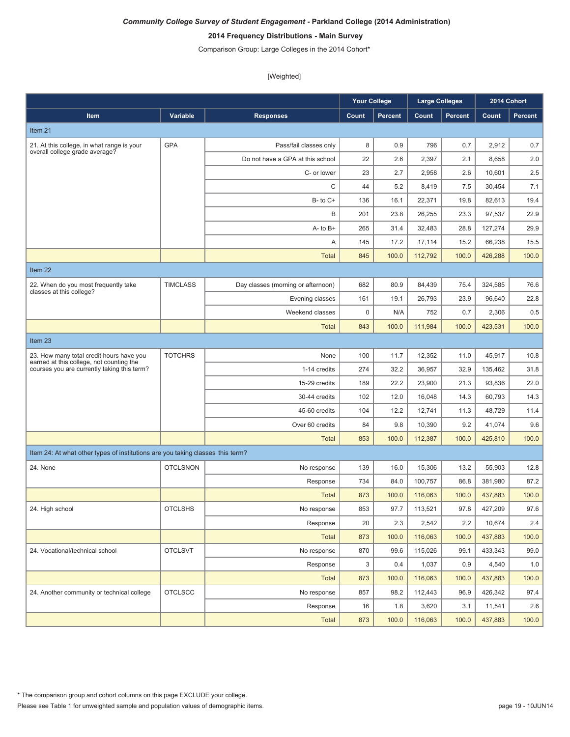***Community College Survey of Student Engagement* - Parkland College (2014 Administration)**

**2014 Frequency Distributions - Main Survey**

Comparison Group: Large Colleges in the 2014 Cohort*

[Weighted]

| Item | Variable | Responses | Your College | | Large Colleges | | 2014 Cohort | |
|---|---|---|---|---|---|---|---|---|
| | | | Count | Percent | Count | Percent | Count | Percent |
| **Item 21** | | | | | | | | |
| 21. At this college, in what range is your overall college grade average? | GPA | Pass/fail classes only | 8 | 0.9 | 796 | 0.7 | 2,912 | 0.7 |
| | | Do not have a GPA at this school | 22 | 2.6 | 2,397 | 2.1 | 8,658 | 2.0 |
| | | C- or lower | 23 | 2.7 | 2,958 | 2.6 | 10,601 | 2.5 |
| | | C | 44 | 5.2 | 8,419 | 7.5 | 30,454 | 7.1 |
| | | B- to C+ | 136 | 16.1 | 22,371 | 19.8 | 82,613 | 19.4 |
| | | B | 201 | 23.8 | 26,255 | 23.3 | 97,537 | 22.9 |
| | | A- to B+ | 265 | 31.4 | 32,483 | 28.8 | 127,274 | 29.9 |
| | | A | 145 | 17.2 | 17,114 | 15.2 | 66,238 | 15.5 |
| | | Total | 845 | 100.0 | 112,792 | 100.0 | 426,288 | 100.0 |
| **Item 22** | | | | | | | | |
| 22. When do you most frequently take classes at this college? | TIMCLASS | Day classes (morning or afternoon) | 682 | 80.9 | 84,439 | 75.4 | 324,585 | 76.6 |
| | | Evening classes | 161 | 19.1 | 26,793 | 23.9 | 96,640 | 22.8 |
| | | Weekend classes | 0 | N/A | 752 | 0.7 | 2,306 | 0.5 |
| | | Total | 843 | 100.0 | 111,984 | 100.0 | 423,531 | 100.0 |
| **Item 23** | | | | | | | | |
| 23. How many total credit hours have you earned at this college, not counting the courses you are currently taking this term? | TOTCHRS | None | 100 | 11.7 | 12,352 | 11.0 | 45,917 | 10.8 |
| | | 1-14 credits | 274 | 32.2 | 36,957 | 32.9 | 135,462 | 31.8 |
| | | 15-29 credits | 189 | 22.2 | 23,900 | 21.3 | 93,836 | 22.0 |
| | | 30-44 credits | 102 | 12.0 | 16,048 | 14.3 | 60,793 | 14.3 |
| | | 45-60 credits | 104 | 12.2 | 12,741 | 11.3 | 48,729 | 11.4 |
| | | Over 60 credits | 84 | 9.8 | 10,390 | 9.2 | 41,074 | 9.6 |
| | | Total | 853 | 100.0 | 112,387 | 100.0 | 425,810 | 100.0 |
| **Item 24: At what other types of institutions are you taking classes this term?** | | | | | | | | |
| 24. None | OTCLSNON | No response | 139 | 16.0 | 15,306 | 13.2 | 55,903 | 12.8 |
| | | Response | 734 | 84.0 | 100,757 | 86.8 | 381,980 | 87.2 |
| | | Total | 873 | 100.0 | 116,063 | 100.0 | 437,883 | 100.0 |
| 24. High school | OTCLSHS | No response | 853 | 97.7 | 113,521 | 97.8 | 427,209 | 97.6 |
| | | Response | 20 | 2.3 | 2,542 | 2.2 | 10,674 | 2.4 |
| | | Total | 873 | 100.0 | 116,063 | 100.0 | 437,883 | 100.0 |
| 24. Vocational/technical school | OTCLSVT | No response | 870 | 99.6 | 115,026 | 99.1 | 433,343 | 99.0 |
| | | Response | 3 | 0.4 | 1,037 | 0.9 | 4,540 | 1.0 |
| | | Total | 873 | 100.0 | 116,063 | 100.0 | 437,883 | 100.0 |
| 24. Another community or technical college | OTCLSCC | No response | 857 | 98.2 | 112,443 | 96.9 | 426,342 | 97.4 |
| | | Response | 16 | 1.8 | 3,620 | 3.1 | 11,541 | 2.6 |
| | | Total | 873 | 100.0 | 116,063 | 100.0 | 437,883 | 100.0 |

* The comparison group and cohort columns on this page EXCLUDE your college.

Please see Table 1 for unweighted sample and population values of demographic items.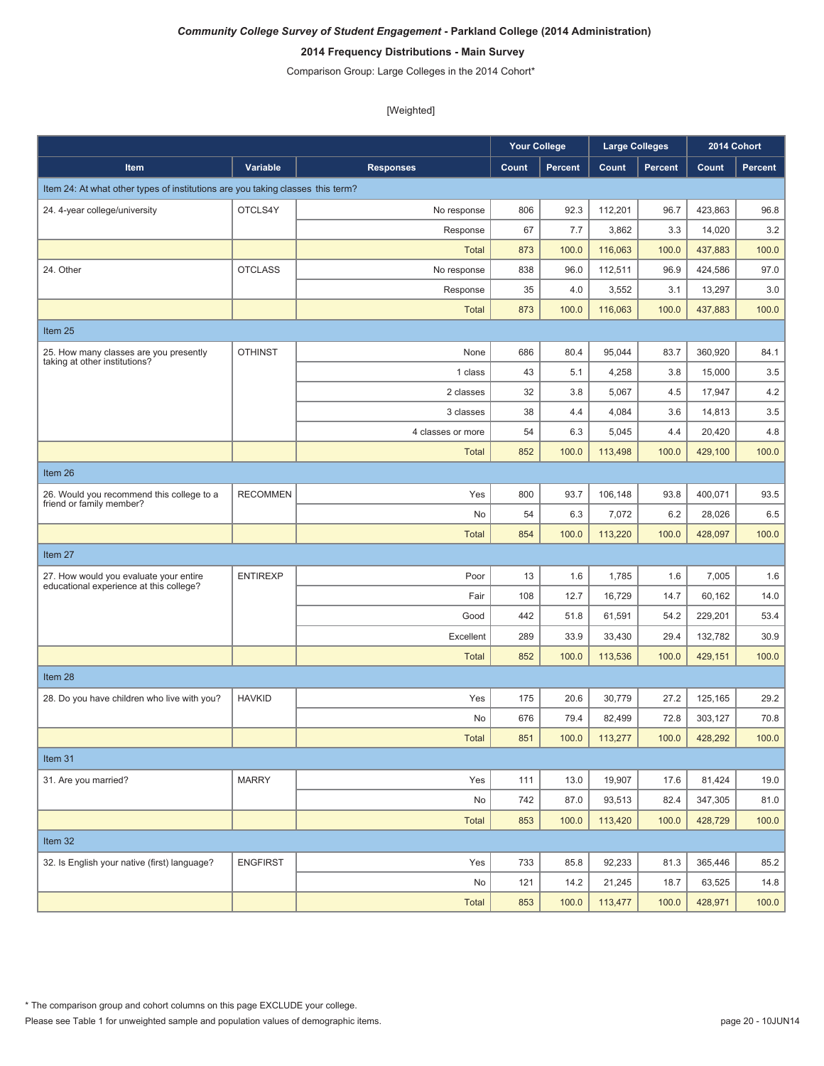***Community College Survey of Student Engagement*** **- Parkland College (2014 Administration)**

**2014 Frequency Distributions - Main Survey**

Comparison Group: Large Colleges in the 2014 Cohort*

[Weighted]

| | | | Your College | | Large Colleges | | 2014 Cohort | |
|---|---|---|---|---|---|---|---|---|
| **Item** | **Variable** | **Responses** | **Count** | **Percent** | **Count** | **Percent** | **Count** | **Percent** |
| Item 24: At what other types of institutions are you taking classes this term? | | | | | | | | |
| 24. 4-year college/university | OTCLS4Y | No response | 806 | 92.3 | 112,201 | 96.7 | 423,863 | 96.8 |
| | | Response | 67 | 7.7 | 3,862 | 3.3 | 14,020 | 3.2 |
| | | Total | 873 | 100.0 | 116,063 | 100.0 | 437,883 | 100.0 |
| 24. Other | OTCLASS | No response | 838 | 96.0 | 112,511 | 96.9 | 424,586 | 97.0 |
| | | Response | 35 | 4.0 | 3,552 | 3.1 | 13,297 | 3.0 |
| | | Total | 873 | 100.0 | 116,063 | 100.0 | 437,883 | 100.0 |
| Item 25 | | | | | | | | |
| 25. How many classes are you presently taking at other institutions? | OTHINST | None | 686 | 80.4 | 95,044 | 83.7 | 360,920 | 84.1 |
| | | 1 class | 43 | 5.1 | 4,258 | 3.8 | 15,000 | 3.5 |
| | | 2 classes | 32 | 3.8 | 5,067 | 4.5 | 17,947 | 4.2 |
| | | 3 classes | 38 | 4.4 | 4,084 | 3.6 | 14,813 | 3.5 |
| | | 4 classes or more | 54 | 6.3 | 5,045 | 4.4 | 20,420 | 4.8 |
| | | Total | 852 | 100.0 | 113,498 | 100.0 | 429,100 | 100.0 |
| Item 26 | | | | | | | | |
| 26. Would you recommend this college to a friend or family member? | RECOMMEN | Yes | 800 | 93.7 | 106,148 | 93.8 | 400,071 | 93.5 |
| | | No | 54 | 6.3 | 7,072 | 6.2 | 28,026 | 6.5 |
| | | Total | 854 | 100.0 | 113,220 | 100.0 | 428,097 | 100.0 |
| Item 27 | | | | | | | | |
| 27. How would you evaluate your entire educational experience at this college? | ENTIREXP | Poor | 13 | 1.6 | 1,785 | 1.6 | 7,005 | 1.6 |
| | | Fair | 108 | 12.7 | 16,729 | 14.7 | 60,162 | 14.0 |
| | | Good | 442 | 51.8 | 61,591 | 54.2 | 229,201 | 53.4 |
| | | Excellent | 289 | 33.9 | 33,430 | 29.4 | 132,782 | 30.9 |
| | | Total | 852 | 100.0 | 113,536 | 100.0 | 429,151 | 100.0 |
| Item 28 | | | | | | | | |
| 28. Do you have children who live with you? | HAVKID | Yes | 175 | 20.6 | 30,779 | 27.2 | 125,165 | 29.2 |
| | | No | 676 | 79.4 | 82,499 | 72.8 | 303,127 | 70.8 |
| | | Total | 851 | 100.0 | 113,277 | 100.0 | 428,292 | 100.0 |
| Item 31 | | | | | | | | |
| 31. Are you married? | MARRY | Yes | 111 | 13.0 | 19,907 | 17.6 | 81,424 | 19.0 |
| | | No | 742 | 87.0 | 93,513 | 82.4 | 347,305 | 81.0 |
| | | Total | 853 | 100.0 | 113,420 | 100.0 | 428,729 | 100.0 |
| Item 32 | | | | | | | | |
| 32. Is English your native (first) language? | ENGFIRST | Yes | 733 | 85.8 | 92,233 | 81.3 | 365,446 | 85.2 |
| | | No | 121 | 14.2 | 21,245 | 18.7 | 63,525 | 14.8 |
| | | Total | 853 | 100.0 | 113,477 | 100.0 | 428,971 | 100.0 |

* The comparison group and cohort columns on this page EXCLUDE your college.

Please see Table 1 for unweighted sample and population values of demographic items.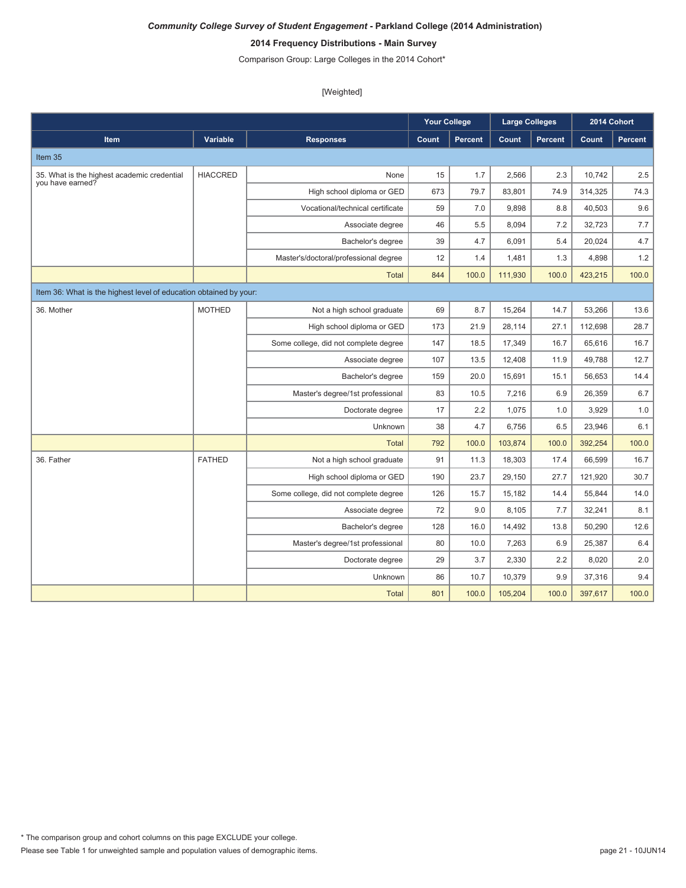***Community College Survey of Student Engagement* - Parkland College (2014 Administration)**

**2014 Frequency Distributions - Main Survey**

Comparison Group: Large Colleges in the 2014 Cohort*

[Weighted]

| | | | Your College | | Large Colleges | | 2014 Cohort | |
|---|---|---|---|---|---|---|---|---|
| **Item** | **Variable** | **Responses** | **Count** | **Percent** | **Count** | **Percent** | **Count** | **Percent** |
| Item 35 | | | | | | | | |
| 35. What is the highest academic credential you have earned? | HIACCRED | None | 15 | 1.7 | 2,566 | 2.3 | 10,742 | 2.5 |
| | | High school diploma or GED | 673 | 79.7 | 83,801 | 74.9 | 314,325 | 74.3 |
| | | Vocational/technical certificate | 59 | 7.0 | 9,898 | 8.8 | 40,503 | 9.6 |
| | | Associate degree | 46 | 5.5 | 8,094 | 7.2 | 32,723 | 7.7 |
| | | Bachelor's degree | 39 | 4.7 | 6,091 | 5.4 | 20,024 | 4.7 |
| | | Master's/doctoral/professional degree | 12 | 1.4 | 1,481 | 1.3 | 4,898 | 1.2 |
| | | Total | 844 | 100.0 | 111,930 | 100.0 | 423,215 | 100.0 |
| Item 36: What is the highest level of education obtained by your: | | | | | | | | |
| 36. Mother | MOTHED | Not a high school graduate | 69 | 8.7 | 15,264 | 14.7 | 53,266 | 13.6 |
| | | High school diploma or GED | 173 | 21.9 | 28,114 | 27.1 | 112,698 | 28.7 |
| | | Some college, did not complete degree | 147 | 18.5 | 17,349 | 16.7 | 65,616 | 16.7 |
| | | Associate degree | 107 | 13.5 | 12,408 | 11.9 | 49,788 | 12.7 |
| | | Bachelor's degree | 159 | 20.0 | 15,691 | 15.1 | 56,653 | 14.4 |
| | | Master's degree/1st professional | 83 | 10.5 | 7,216 | 6.9 | 26,359 | 6.7 |
| | | Doctorate degree | 17 | 2.2 | 1,075 | 1.0 | 3,929 | 1.0 |
| | | Unknown | 38 | 4.7 | 6,756 | 6.5 | 23,946 | 6.1 |
| | | Total | 792 | 100.0 | 103,874 | 100.0 | 392,254 | 100.0 |
| 36. Father | FATHED | Not a high school graduate | 91 | 11.3 | 18,303 | 17.4 | 66,599 | 16.7 |
| | | High school diploma or GED | 190 | 23.7 | 29,150 | 27.7 | 121,920 | 30.7 |
| | | Some college, did not complete degree | 126 | 15.7 | 15,182 | 14.4 | 55,844 | 14.0 |
| | | Associate degree | 72 | 9.0 | 8,105 | 7.7 | 32,241 | 8.1 |
| | | Bachelor's degree | 128 | 16.0 | 14,492 | 13.8 | 50,290 | 12.6 |
| | | Master's degree/1st professional | 80 | 10.0 | 7,263 | 6.9 | 25,387 | 6.4 |
| | | Doctorate degree | 29 | 3.7 | 2,330 | 2.2 | 8,020 | 2.0 |
| | | Unknown | 86 | 10.7 | 10,379 | 9.9 | 37,316 | 9.4 |
| | | Total | 801 | 100.0 | 105,204 | 100.0 | 397,617 | 100.0 |

* The comparison group and cohort columns on this page EXCLUDE your college.

Please see Table 1 for unweighted sample and population values of demographic items.